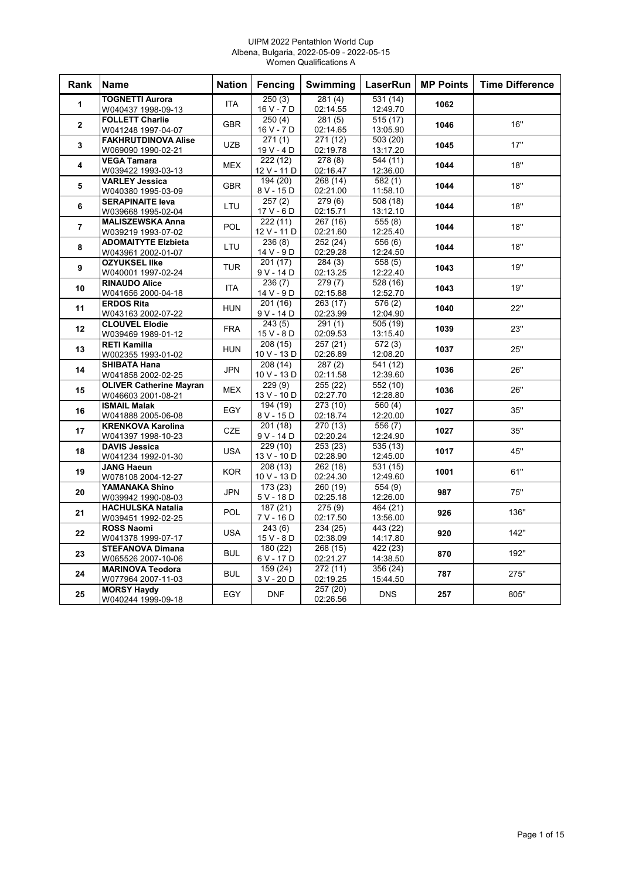UIPM 2022 Pentathlon World Cup
Albena, Bulgaria, 2022-05-09 - 2022-05-15
Women Qualifications A

| Rank | Name | Nation | Fencing | Swimming | LaserRun | MP Points | Time Difference |
|---|---|---|---|---|---|---|---|
| 1 | **TOGNETTI Aurora** W040437 1998-09-13 | ITA | 250 (3) 16 V - 7 D | 281 (4) 02:14.55 | 531 (14) 12:49.70 | **1062** | |
| 2 | **FOLLETT Charlie** W041248 1997-04-07 | GBR | 250 (4) 16 V - 7 D | 281 (5) 02:14.65 | 515 (17) 13:05.90 | **1046** | 16" |
| 3 | **FAKHRUTDINOVA Alise** W069090 1990-02-21 | UZB | 271 (1) 19 V - 4 D | 271 (12) 02:19.78 | 503 (20) 13:17.20 | **1045** | 17" |
| 4 | **VEGA Tamara** W039422 1993-03-13 | MEX | 222 (12) 12 V - 11 D | 278 (8) 02:16.47 | 544 (11) 12:36.00 | **1044** | 18" |
| 5 | **VARLEY Jessica** W040380 1995-03-09 | GBR | 194 (20) 8 V - 15 D | 268 (14) 02:21.00 | 582 (1) 11:58.10 | **1044** | 18" |
| 6 | **SERAPINAITE Ieva** W039668 1995-02-04 | LTU | 257 (2) 17 V - 6 D | 279 (6) 02:15.71 | 508 (18) 13:12.10 | **1044** | 18" |
| 7 | **MALISZEWSKA Anna** W039219 1993-07-02 | POL | 222 (11) 12 V - 11 D | 267 (16) 02:21.60 | 555 (8) 12:25.40 | **1044** | 18" |
| 8 | **ADOMAITYTE Elzbieta** W043961 2002-01-07 | LTU | 236 (8) 14 V - 9 D | 252 (24) 02:29.28 | 556 (6) 12:24.50 | **1044** | 18" |
| 9 | **OZYUKSEL Ilke** W040001 1997-02-24 | TUR | 201 (17) 9 V - 14 D | 284 (3) 02:13.25 | 558 (5) 12:22.40 | **1043** | 19" |
| 10 | **RINAUDO Alice** W041656 2000-04-18 | ITA | 236 (7) 14 V - 9 D | 279 (7) 02:15.88 | 528 (16) 12:52.70 | **1043** | 19" |
| 11 | **ERDOS Rita** W043163 2002-07-22 | HUN | 201 (16) 9 V - 14 D | 263 (17) 02:23.99 | 576 (2) 12:04.90 | **1040** | 22" |
| 12 | **CLOUVEL Elodie** W039469 1989-01-12 | FRA | 243 (5) 15 V - 8 D | 291 (1) 02:09.53 | 505 (19) 13:15.40 | **1039** | 23" |
| 13 | **RETI Kamilla** W002355 1993-01-02 | HUN | 208 (15) 10 V - 13 D | 257 (21) 02:26.89 | 572 (3) 12:08.20 | **1037** | 25" |
| 14 | **SHIBATA Hana** W041858 2002-02-25 | JPN | 208 (14) 10 V - 13 D | 287 (2) 02:11.58 | 541 (12) 12:39.60 | **1036** | 26" |
| 15 | **OLIVER Catherine Mayran** W046603 2001-08-21 | MEX | 229 (9) 13 V - 10 D | 255 (22) 02:27.70 | 552 (10) 12:28.80 | **1036** | 26" |
| 16 | **ISMAIL Malak** W041888 2005-06-08 | EGY | 194 (19) 8 V - 15 D | 273 (10) 02:18.74 | 560 (4) 12:20.00 | **1027** | 35" |
| 17 | **KRENKOVA Karolina** W041397 1998-10-23 | CZE | 201 (18) 9 V - 14 D | 270 (13) 02:20.24 | 556 (7) 12:24.90 | **1027** | 35" |
| 18 | **DAVIS Jessica** W041234 1992-01-30 | USA | 229 (10) 13 V - 10 D | 253 (23) 02:28.90 | 535 (13) 12:45.00 | **1017** | 45" |
| 19 | **JANG Haeun** W078108 2004-12-27 | KOR | 208 (13) 10 V - 13 D | 262 (18) 02:24.30 | 531 (15) 12:49.60 | **1001** | 61" |
| 20 | **YAMANAKA Shino** W039942 1990-08-03 | JPN | 173 (23) 5 V - 18 D | 260 (19) 02:25.18 | 554 (9) 12:26.00 | **987** | 75" |
| 21 | **HACHULSKA Natalia** W039451 1992-02-25 | POL | 187 (21) 7 V - 16 D | 275 (9) 02:17.50 | 464 (21) 13:56.00 | **926** | 136" |
| 22 | **ROSS Naomi** W041378 1999-07-17 | USA | 243 (6) 15 V - 8 D | 234 (25) 02:38.09 | 443 (22) 14:17.80 | **920** | 142" |
| 23 | **STEFANOVA Dimana** W065526 2007-10-06 | BUL | 180 (22) 6 V - 17 D | 268 (15) 02:21.27 | 422 (23) 14:38.50 | **870** | 192" |
| 24 | **MARINOVA Teodora** W077964 2007-11-03 | BUL | 159 (24) 3 V - 20 D | 272 (11) 02:19.25 | 356 (24) 15:44.50 | **787** | 275" |
| 25 | **MORSY Haydy** W040244 1999-09-18 | EGY | DNF | 257 (20) 02:26.56 | DNS | **257** | 805" |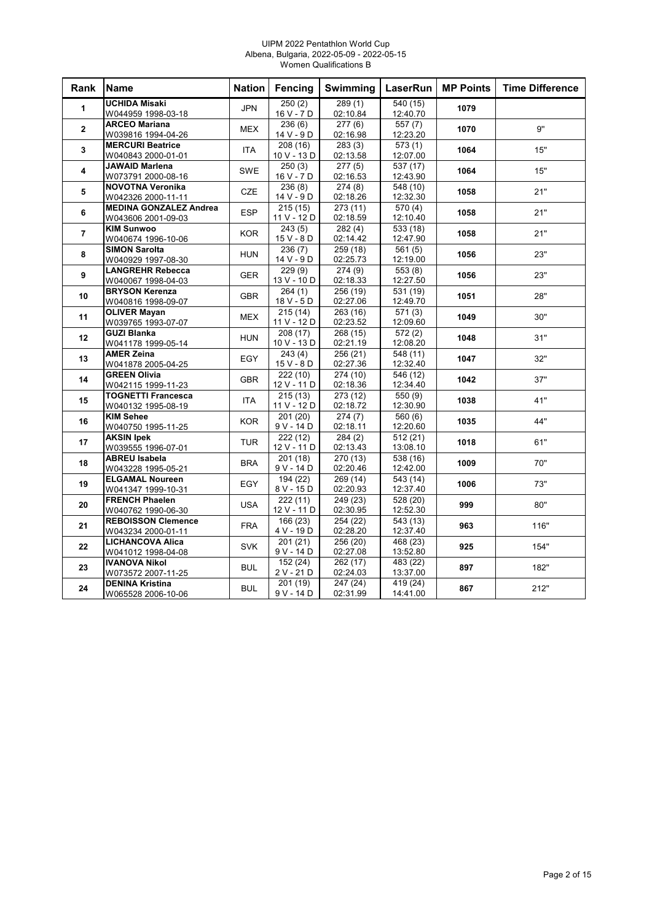UIPM 2022 Pentathlon World Cup
Albena, Bulgaria, 2022-05-09 - 2022-05-15
Women Qualifications B

| Rank | Name | Nation | Fencing | Swimming | LaserRun | MP Points | Time Difference |
|---|---|---|---|---|---|---|---|
| 1 | **UCHIDA Misaki** W044959 1998-03-18 | JPN | 250 (2) 16 V - 7 D | 289 (1) 02:10.84 | 540 (15) 12:40.70 | **1079** | |
| 2 | **ARCEO Mariana** W039816 1994-04-26 | MEX | 236 (6) 14 V - 9 D | 277 (6) 02:16.98 | 557 (7) 12:23.20 | **1070** | 9" |
| 3 | **MERCURI Beatrice** W040843 2000-01-01 | ITA | 208 (16) 10 V - 13 D | 283 (3) 02:13.58 | 573 (1) 12:07.00 | **1064** | 15" |
| 4 | **JAWAID Marlena** W073791 2000-08-16 | SWE | 250 (3) 16 V - 7 D | 277 (5) 02:16.53 | 537 (17) 12:43.90 | **1064** | 15" |
| 5 | **NOVOTNA Veronika** W042326 2000-11-11 | CZE | 236 (8) 14 V - 9 D | 274 (8) 02:18.26 | 548 (10) 12:32.30 | **1058** | 21" |
| 6 | **MEDINA GONZALEZ Andrea** W043606 2001-09-03 | ESP | 215 (15) 11 V - 12 D | 273 (11) 02:18.59 | 570 (4) 12:10.40 | **1058** | 21" |
| 7 | **KIM Sunwoo** W040674 1996-10-06 | KOR | 243 (5) 15 V - 8 D | 282 (4) 02:14.42 | 533 (18) 12:47.90 | **1058** | 21" |
| 8 | **SIMON Sarolta** W040929 1997-08-30 | HUN | 236 (7) 14 V - 9 D | 259 (18) 02:25.73 | 561 (5) 12:19.00 | **1056** | 23" |
| 9 | **LANGREHR Rebecca** W040067 1998-04-03 | GER | 229 (9) 13 V - 10 D | 274 (9) 02:18.33 | 553 (8) 12:27.50 | **1056** | 23" |
| 10 | **BRYSON Kerenza** W040816 1998-09-07 | GBR | 264 (1) 18 V - 5 D | 256 (19) 02:27.06 | 531 (19) 12:49.70 | **1051** | 28" |
| 11 | **OLIVER Mayan** W039765 1993-07-07 | MEX | 215 (14) 11 V - 12 D | 263 (16) 02:23.52 | 571 (3) 12:09.60 | **1049** | 30" |
| 12 | **GUZI Blanka** W041178 1999-05-14 | HUN | 208 (17) 10 V - 13 D | 268 (15) 02:21.19 | 572 (2) 12:08.20 | **1048** | 31" |
| 13 | **AMER Zeina** W041878 2005-04-25 | EGY | 243 (4) 15 V - 8 D | 256 (21) 02:27.36 | 548 (11) 12:32.40 | **1047** | 32" |
| 14 | **GREEN Olivia** W042115 1999-11-23 | GBR | 222 (10) 12 V - 11 D | 274 (10) 02:18.36 | 546 (12) 12:34.40 | **1042** | 37" |
| 15 | **TOGNETTI Francesca** W040132 1995-08-19 | ITA | 215 (13) 11 V - 12 D | 273 (12) 02:18.72 | 550 (9) 12:30.90 | **1038** | 41" |
| 16 | **KIM Sehee** W040750 1995-11-25 | KOR | 201 (20) 9 V - 14 D | 274 (7) 02:18.11 | 560 (6) 12:20.60 | **1035** | 44" |
| 17 | **AKSIN Ipek** W039555 1996-07-01 | TUR | 222 (12) 12 V - 11 D | 284 (2) 02:13.43 | 512 (21) 13:08.10 | **1018** | 61" |
| 18 | **ABREU Isabela** W043228 1995-05-21 | BRA | 201 (18) 9 V - 14 D | 270 (13) 02:20.46 | 538 (16) 12:42.00 | **1009** | 70" |
| 19 | **ELGAMAL Noureen** W041347 1999-10-31 | EGY | 194 (22) 8 V - 15 D | 269 (14) 02:20.93 | 543 (14) 12:37.40 | **1006** | 73" |
| 20 | **FRENCH Phaelen** W040762 1990-06-30 | USA | 222 (11) 12 V - 11 D | 249 (23) 02:30.95 | 528 (20) 12:52.30 | **999** | 80" |
| 21 | **REBOISSON Clemence** W043234 2000-01-11 | FRA | 166 (23) 4 V - 19 D | 254 (22) 02:28.20 | 543 (13) 12:37.40 | **963** | 116" |
| 22 | **LICHANCOVA Alica** W041012 1998-04-08 | SVK | 201 (21) 9 V - 14 D | 256 (20) 02:27.08 | 468 (23) 13:52.80 | **925** | 154" |
| 23 | **IVANOVA Nikol** W073572 2007-11-25 | BUL | 152 (24) 2 V - 21 D | 262 (17) 02:24.03 | 483 (22) 13:37.00 | **897** | 182" |
| 24 | **DENINA Kristina** W065528 2006-10-06 | BUL | 201 (19) 9 V - 14 D | 247 (24) 02:31.99 | 419 (24) 14:41.00 | **867** | 212" |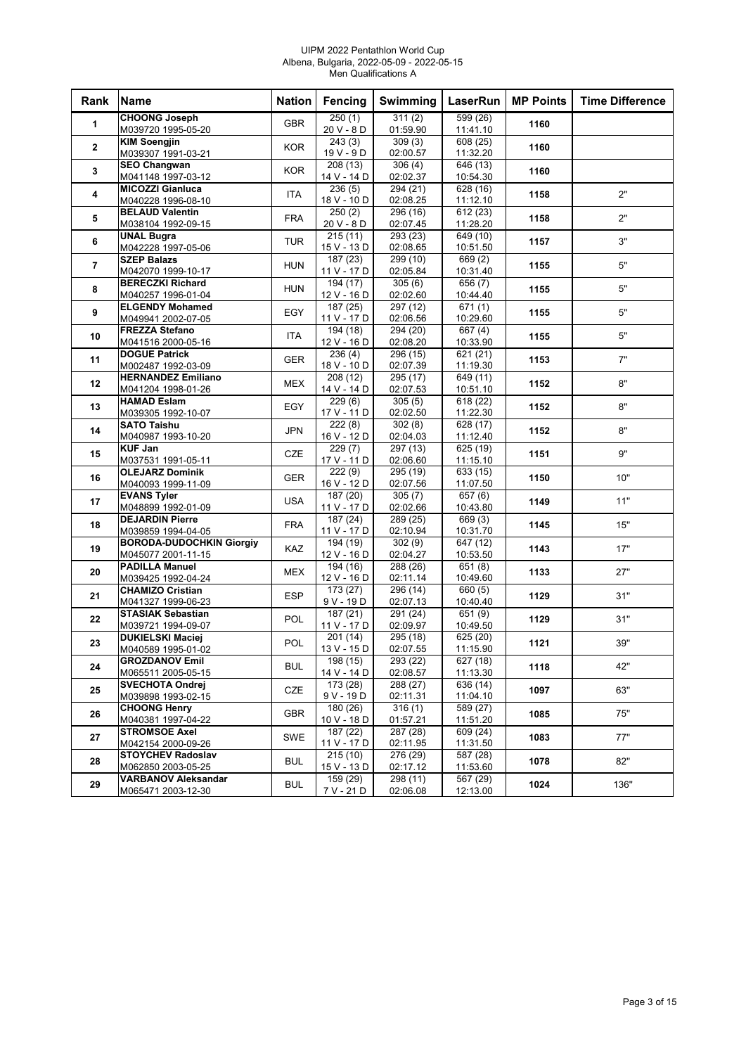UIPM 2022 Pentathlon World Cup
Albena, Bulgaria, 2022-05-09 - 2022-05-15
Men Qualifications A

| Rank | Name | Nation | Fencing | Swimming | LaserRun | MP Points | Time Difference |
|---|---|---|---|---|---|---|---|
| 1 | **CHOONG Joseph** M039720 1995-05-20 | GBR | 250 (1) 20 V - 8 D | 311 (2) 01:59.90 | 599 (26) 11:41.10 | **1160** | |
| 2 | **KIM Soengjin** M039307 1991-03-21 | KOR | 243 (3) 19 V - 9 D | 309 (3) 02:00.57 | 608 (25) 11:32.20 | **1160** | |
| 3 | **SEO Changwan** M041148 1997-03-12 | KOR | 208 (13) 14 V - 14 D | 306 (4) 02:02.37 | 646 (13) 10:54.30 | **1160** | |
| 4 | **MICOZZI Gianluca** M040228 1996-08-10 | ITA | 236 (5) 18 V - 10 D | 294 (21) 02:08.25 | 628 (16) 11:12.10 | **1158** | 2" |
| 5 | **BELAUD Valentin** M038104 1992-09-15 | FRA | 250 (2) 20 V - 8 D | 296 (16) 02:07.45 | 612 (23) 11:28.20 | **1158** | 2" |
| 6 | **UNAL Bugra** M042228 1997-05-06 | TUR | 215 (11) 15 V - 13 D | 293 (23) 02:08.65 | 649 (10) 10:51.50 | **1157** | 3" |
| 7 | **SZEP Balazs** M042070 1999-10-17 | HUN | 187 (23) 11 V - 17 D | 299 (10) 02:05.84 | 669 (2) 10:31.40 | **1155** | 5" |
| 8 | **BERECZKI Richard** M040257 1996-01-04 | HUN | 194 (17) 12 V - 16 D | 305 (6) 02:02.60 | 656 (7) 10:44.40 | **1155** | 5" |
| 9 | **ELGENDY Mohamed** M049941 2002-07-05 | EGY | 187 (25) 11 V - 17 D | 297 (12) 02:06.56 | 671 (1) 10:29.60 | **1155** | 5" |
| 10 | **FREZZA Stefano** M041516 2000-05-16 | ITA | 194 (18) 12 V - 16 D | 294 (20) 02:08.20 | 667 (4) 10:33.90 | **1155** | 5" |
| 11 | **DOGUE Patrick** M002487 1992-03-09 | GER | 236 (4) 18 V - 10 D | 296 (15) 02:07.39 | 621 (21) 11:19.30 | **1153** | 7" |
| 12 | **HERNANDEZ Emiliano** M041204 1998-01-26 | MEX | 208 (12) 14 V - 14 D | 295 (17) 02:07.53 | 649 (11) 10:51.10 | **1152** | 8" |
| 13 | **HAMAD Eslam** M039305 1992-10-07 | EGY | 229 (6) 17 V - 11 D | 305 (5) 02:02.50 | 618 (22) 11:22.30 | **1152** | 8" |
| 14 | **SATO Taishu** M040987 1993-10-20 | JPN | 222 (8) 16 V - 12 D | 302 (8) 02:04.03 | 628 (17) 11:12.40 | **1152** | 8" |
| 15 | **KUF Jan** M037531 1991-05-11 | CZE | 229 (7) 17 V - 11 D | 297 (13) 02:06.60 | 625 (19) 11:15.10 | **1151** | 9" |
| 16 | **OLEJARZ Dominik** M040093 1999-11-09 | GER | 222 (9) 16 V - 12 D | 295 (19) 02:07.56 | 633 (15) 11:07.50 | **1150** | 10" |
| 17 | **EVANS Tyler** M048899 1992-01-09 | USA | 187 (20) 11 V - 17 D | 305 (7) 02:02.66 | 657 (6) 10:43.80 | **1149** | 11" |
| 18 | **DEJARDIN Pierre** M039859 1994-04-05 | FRA | 187 (24) 11 V - 17 D | 289 (25) 02:10.94 | 669 (3) 10:31.70 | **1145** | 15" |
| 19 | **BORODA-DUDOCHKIN Giorgiy** M045077 2001-11-15 | KAZ | 194 (19) 12 V - 16 D | 302 (9) 02:04.27 | 647 (12) 10:53.50 | **1143** | 17" |
| 20 | **PADILLA Manuel** M039425 1992-04-24 | MEX | 194 (16) 12 V - 16 D | 288 (26) 02:11.14 | 651 (8) 10:49.60 | **1133** | 27" |
| 21 | **CHAMIZO Cristian** M041327 1999-06-23 | ESP | 173 (27) 9 V - 19 D | 296 (14) 02:07.13 | 660 (5) 10:40.40 | **1129** | 31" |
| 22 | **STASIAK Sebastian** M039721 1994-09-07 | POL | 187 (21) 11 V - 17 D | 291 (24) 02:09.97 | 651 (9) 10:49.50 | **1129** | 31" |
| 23 | **DUKIELSKI Maciej** M040589 1995-01-02 | POL | 201 (14) 13 V - 15 D | 295 (18) 02:07.55 | 625 (20) 11:15.90 | **1121** | 39" |
| 24 | **GROZDANOV Emil** M065511 2005-05-15 | BUL | 198 (15) 14 V - 14 D | 293 (22) 02:08.57 | 627 (18) 11:13.30 | **1118** | 42" |
| 25 | **SVECHOTA Ondrej** M039898 1993-02-15 | CZE | 173 (28) 9 V - 19 D | 288 (27) 02:11.31 | 636 (14) 11:04.10 | **1097** | 63" |
| 26 | **CHOONG Henry** M040381 1997-04-22 | GBR | 180 (26) 10 V - 18 D | 316 (1) 01:57.21 | 589 (27) 11:51.20 | **1085** | 75" |
| 27 | **STROMSOE Axel** M042154 2000-09-26 | SWE | 187 (22) 11 V - 17 D | 287 (28) 02:11.95 | 609 (24) 11:31.50 | **1083** | 77" |
| 28 | **STOYCHEV Radoslav** M062850 2003-05-25 | BUL | 215 (10) 15 V - 13 D | 276 (29) 02:17.12 | 587 (28) 11:53.60 | **1078** | 82" |
| 29 | **VARBANOV Aleksandar** M065471 2003-12-30 | BUL | 159 (29) 7 V - 21 D | 298 (11) 02:06.08 | 567 (29) 12:13.00 | **1024** | 136" |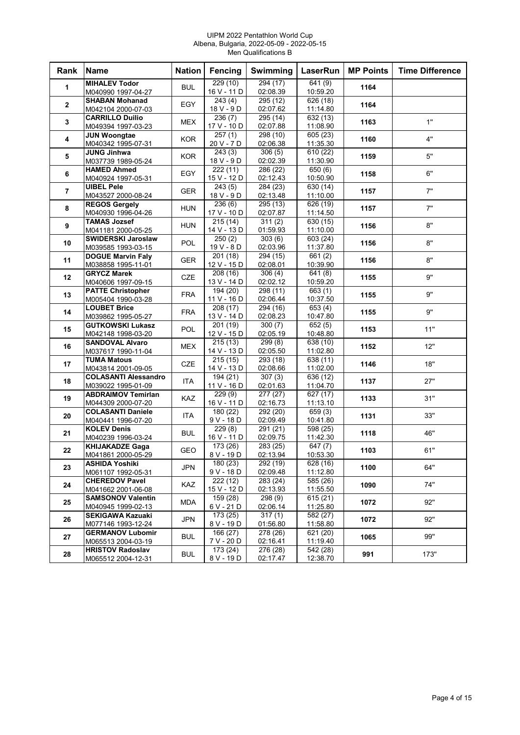UIPM 2022 Pentathlon World Cup
Albena, Bulgaria, 2022-05-09 - 2022-05-15
Men Qualifications B

| Rank | Name | Nation | Fencing | Swimming | LaserRun | MP Points | Time Difference |
|---|---|---|---|---|---|---|---|
| 1 | **MIHALEV Todor**<br>M040990 1997-04-27 | BUL | 229 (10)<br>16 V - 11 D | 294 (17)<br>02:08.39 | 641 (9)<br>10:59.20 | **1164** | |
| 2 | **SHABAN Mohanad**<br>M042104 2000-07-03 | EGY | 243 (4)<br>18 V - 9 D | 295 (12)<br>02:07.62 | 626 (18)<br>11:14.80 | **1164** | |
| 3 | **CARRILLO Duilio**<br>M049394 1997-03-23 | MEX | 236 (7)<br>17 V - 10 D | 295 (14)<br>02:07.88 | 632 (13)<br>11:08.90 | **1163** | 1" |
| 4 | **JUN Woongtae**<br>M040342 1995-07-31 | KOR | 257 (1)<br>20 V - 7 D | 298 (10)<br>02:06.38 | 605 (23)<br>11:35.30 | **1160** | 4" |
| 5 | **JUNG Jinhwa**<br>M037739 1989-05-24 | KOR | 243 (3)<br>18 V - 9 D | 306 (5)<br>02:02.39 | 610 (22)<br>11:30.90 | **1159** | 5" |
| 6 | **HAMED Ahmed**<br>M040924 1997-05-31 | EGY | 222 (11)<br>15 V - 12 D | 286 (22)<br>02:12.43 | 650 (6)<br>10:50.90 | **1158** | 6" |
| 7 | **UIBEL Pele**<br>M043527 2000-08-24 | GER | 243 (5)<br>18 V - 9 D | 284 (23)<br>02:13.48 | 630 (14)<br>11:10.00 | **1157** | 7" |
| 8 | **REGOS Gergely**<br>M040930 1996-04-26 | HUN | 236 (6)<br>17 V - 10 D | 295 (13)<br>02:07.87 | 626 (19)<br>11:14.50 | **1157** | 7" |
| 9 | **TAMAS Jozsef**<br>M041181 2000-05-25 | HUN | 215 (14)<br>14 V - 13 D | 311 (2)<br>01:59.93 | 630 (15)<br>11:10.00 | **1156** | 8" |
| 10 | **SWIDERSKI Jaroslaw**<br>M039585 1993-03-15 | POL | 250 (2)<br>19 V - 8 D | 303 (6)<br>02:03.96 | 603 (24)<br>11:37.80 | **1156** | 8" |
| 11 | **DOGUE Marvin Faly**<br>M038858 1995-11-01 | GER | 201 (18)<br>12 V - 15 D | 294 (15)<br>02:08.01 | 661 (2)<br>10:39.90 | **1156** | 8" |
| 12 | **GRYCZ Marek**<br>M040606 1997-09-15 | CZE | 208 (16)<br>13 V - 14 D | 306 (4)<br>02:02.12 | 641 (8)<br>10:59.20 | **1155** | 9" |
| 13 | **PATTE Christopher**<br>M005404 1990-03-28 | FRA | 194 (20)<br>11 V - 16 D | 298 (11)<br>02:06.44 | 663 (1)<br>10:37.50 | **1155** | 9" |
| 14 | **LOUBET Brice**<br>M039862 1995-05-27 | FRA | 208 (17)<br>13 V - 14 D | 294 (16)<br>02:08.23 | 653 (4)<br>10:47.80 | **1155** | 9" |
| 15 | **GUTKOWSKI Lukasz**<br>M042148 1998-03-20 | POL | 201 (19)<br>12 V - 15 D | 300 (7)<br>02:05.19 | 652 (5)<br>10:48.80 | **1153** | 11" |
| 16 | **SANDOVAL Alvaro**<br>M037617 1990-11-04 | MEX | 215 (13)<br>14 V - 13 D | 299 (8)<br>02:05.50 | 638 (10)<br>11:02.80 | **1152** | 12" |
| 17 | **TUMA Matous**<br>M043814 2001-09-05 | CZE | 215 (15)<br>14 V - 13 D | 293 (18)<br>02:08.66 | 638 (11)<br>11:02.00 | **1146** | 18" |
| 18 | **COLASANTI Alessandro**<br>M039022 1995-01-09 | ITA | 194 (21)<br>11 V - 16 D | 307 (3)<br>02:01.63 | 636 (12)<br>11:04.70 | **1137** | 27" |
| 19 | **ABDRAIMOV Temirlan**<br>M044309 2000-07-20 | KAZ | 229 (9)<br>16 V - 11 D | 277 (27)<br>02:16.73 | 627 (17)<br>11:13.10 | **1133** | 31" |
| 20 | **COLASANTI Daniele**<br>M040441 1996-07-20 | ITA | 180 (22)<br>9 V - 18 D | 292 (20)<br>02:09.49 | 659 (3)<br>10:41.80 | **1131** | 33" |
| 21 | **KOLEV Denis**<br>M040239 1996-03-24 | BUL | 229 (8)<br>16 V - 11 D | 291 (21)<br>02:09.75 | 598 (25)<br>11:42.30 | **1118** | 46" |
| 22 | **KHIJAKADZE Gaga**<br>M041861 2000-05-29 | GEO | 173 (26)<br>8 V - 19 D | 283 (25)<br>02:13.94 | 647 (7)<br>10:53.30 | **1103** | 61" |
| 23 | **ASHIDA Yoshiki**<br>M061107 1992-05-31 | JPN | 180 (23)<br>9 V - 18 D | 292 (19)<br>02:09.48 | 628 (16)<br>11:12.80 | **1100** | 64" |
| 24 | **CHEREDOV Pavel**<br>M041662 2001-06-08 | KAZ | 222 (12)<br>15 V - 12 D | 283 (24)<br>02:13.93 | 585 (26)<br>11:55.50 | **1090** | 74" |
| 25 | **SAMSONOV Valentin**<br>M040945 1999-02-13 | MDA | 159 (28)<br>6 V - 21 D | 298 (9)<br>02:06.14 | 615 (21)<br>11:25.80 | **1072** | 92" |
| 26 | **SEKIGAWA Kazuaki**<br>M077146 1993-12-24 | JPN | 173 (25)<br>8 V - 19 D | 317 (1)<br>01:56.80 | 582 (27)<br>11:58.80 | **1072** | 92" |
| 27 | **GERMANOV Lubomir**<br>M065513 2004-03-19 | BUL | 166 (27)<br>7 V - 20 D | 278 (26)<br>02:16.41 | 621 (20)<br>11:19.40 | **1065** | 99" |
| 28 | **HRISTOV Radoslav**<br>M065512 2004-12-31 | BUL | 173 (24)<br>8 V - 19 D | 276 (28)<br>02:17.47 | 542 (28)<br>12:38.70 | **991** | 173" |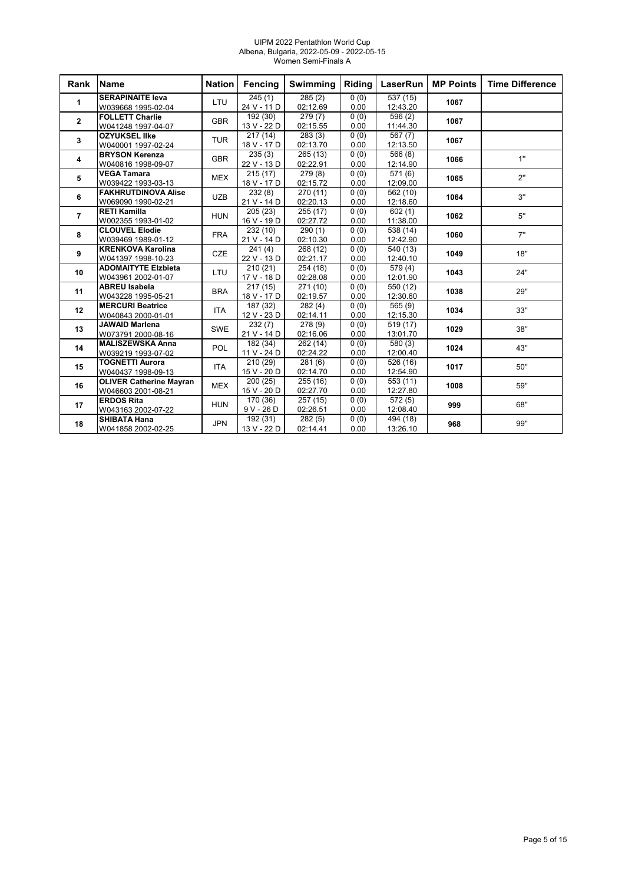UIPM 2022 Pentathlon World Cup
Albena, Bulgaria, 2022-05-09 - 2022-05-15
Women Semi-Finals A

| Rank | Name | Nation | Fencing | Swimming | Riding | LaserRun | MP Points | Time Difference |
|---|---|---|---|---|---|---|---|---|
| 1 | **SERAPINAITE Ieva**<br>W039668 1995-02-04 | LTU | 245 (1)<br>24 V - 11 D | 285 (2)<br>02:12.69 | 0 (0)<br>0.00 | 537 (15)<br>12:43.20 | **1067** | |
| 2 | **FOLLETT Charlie**<br>W041248 1997-04-07 | GBR | 192 (30)<br>13 V - 22 D | 279 (7)<br>02:15.55 | 0 (0)<br>0.00 | 596 (2)<br>11:44.30 | **1067** | |
| 3 | **OZYUKSEL Ilke**<br>W040001 1997-02-24 | TUR | 217 (14)<br>18 V - 17 D | 283 (3)<br>02:13.70 | 0 (0)<br>0.00 | 567 (7)<br>12:13.50 | **1067** | |
| 4 | **BRYSON Kerenza**<br>W040816 1998-09-07 | GBR | 235 (3)<br>22 V - 13 D | 265 (13)<br>02:22.91 | 0 (0)<br>0.00 | 566 (8)<br>12:14.90 | **1066** | 1" |
| 5 | **VEGA Tamara**<br>W039422 1993-03-13 | MEX | 215 (17)<br>18 V - 17 D | 279 (8)<br>02:15.72 | 0 (0)<br>0.00 | 571 (6)<br>12:09.00 | **1065** | 2" |
| 6 | **FAKHRUTDINOVA Alise**<br>W069090 1990-02-21 | UZB | 232 (8)<br>21 V - 14 D | 270 (11)<br>02:20.13 | 0 (0)<br>0.00 | 562 (10)<br>12:18.60 | **1064** | 3" |
| 7 | **RETI Kamilla**<br>W002355 1993-01-02 | HUN | 205 (23)<br>16 V - 19 D | 255 (17)<br>02:27.72 | 0 (0)<br>0.00 | 602 (1)<br>11:38.00 | **1062** | 5" |
| 8 | **CLOUVEL Elodie**<br>W039469 1989-01-12 | FRA | 232 (10)<br>21 V - 14 D | 290 (1)<br>02:10.30 | 0 (0)<br>0.00 | 538 (14)<br>12:42.90 | **1060** | 7" |
| 9 | **KRENKOVA Karolina**<br>W041397 1998-10-23 | CZE | 241 (4)<br>22 V - 13 D | 268 (12)<br>02:21.17 | 0 (0)<br>0.00 | 540 (13)<br>12:40.10 | **1049** | 18" |
| 10 | **ADOMAITYTE Elzbieta**<br>W043961 2002-01-07 | LTU | 210 (21)<br>17 V - 18 D | 254 (18)<br>02:28.08 | 0 (0)<br>0.00 | 579 (4)<br>12:01.90 | **1043** | 24" |
| 11 | **ABREU Isabela**<br>W043228 1995-05-21 | BRA | 217 (15)<br>18 V - 17 D | 271 (10)<br>02:19.57 | 0 (0)<br>0.00 | 550 (12)<br>12:30.60 | **1038** | 29" |
| 12 | **MERCURI Beatrice**<br>W040843 2000-01-01 | ITA | 187 (32)<br>12 V - 23 D | 282 (4)<br>02:14.11 | 0 (0)<br>0.00 | 565 (9)<br>12:15.30 | **1034** | 33" |
| 13 | **JAWAID Marlena**<br>W073791 2000-08-16 | SWE | 232 (7)<br>21 V - 14 D | 278 (9)<br>02:16.06 | 0 (0)<br>0.00 | 519 (17)<br>13:01.70 | **1029** | 38" |
| 14 | **MALISZEWSKA Anna**<br>W039219 1993-07-02 | POL | 182 (34)<br>11 V - 24 D | 262 (14)<br>02:24.22 | 0 (0)<br>0.00 | 580 (3)<br>12:00.40 | **1024** | 43" |
| 15 | **TOGNETTI Aurora**<br>W040437 1998-09-13 | ITA | 210 (29)<br>15 V - 20 D | 281 (6)<br>02:14.70 | 0 (0)<br>0.00 | 526 (16)<br>12:54.90 | **1017** | 50" |
| 16 | **OLIVER Catherine Mayran**<br>W046603 2001-08-21 | MEX | 200 (25)<br>15 V - 20 D | 255 (16)<br>02:27.70 | 0 (0)<br>0.00 | 553 (11)<br>12:27.80 | **1008** | 59" |
| 17 | **ERDOS Rita**<br>W043163 2002-07-22 | HUN | 170 (36)<br>9 V - 26 D | 257 (15)<br>02:26.51 | 0 (0)<br>0.00 | 572 (5)<br>12:08.40 | **999** | 68" |
| 18 | **SHIBATA Hana**<br>W041858 2002-02-25 | JPN | 192 (31)<br>13 V - 22 D | 282 (5)<br>02:14.41 | 0 (0)<br>0.00 | 494 (18)<br>13:26.10 | **968** | 99" |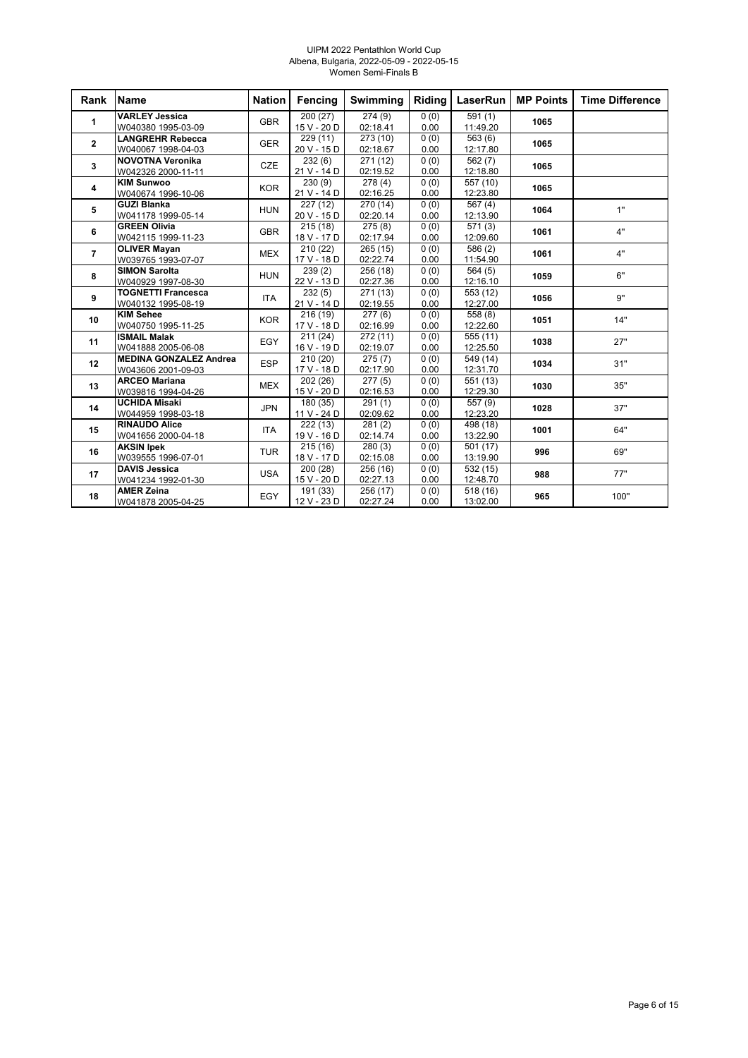UIPM 2022 Pentathlon World Cup
Albena, Bulgaria, 2022-05-09 - 2022-05-15
Women Semi-Finals B

| Rank | Name | Nation | Fencing | Swimming | Riding | LaserRun | MP Points | Time Difference |
|---|---|---|---|---|---|---|---|---|
| 1 | **VARLEY Jessica** W040380 1995-03-09 | GBR | 200 (27) 15 V - 20 D | 274 (9) 02:18.41 | 0 (0) 0.00 | 591 (1) 11:49.20 | 1065 | |
| 2 | **LANGREHR Rebecca** W040067 1998-04-03 | GER | 229 (11) 20 V - 15 D | 273 (10) 02:18.67 | 0 (0) 0.00 | 563 (6) 12:17.80 | 1065 | |
| 3 | **NOVOTNA Veronika** W042326 2000-11-11 | CZE | 232 (6) 21 V - 14 D | 271 (12) 02:19.52 | 0 (0) 0.00 | 562 (7) 12:18.80 | 1065 | |
| 4 | **KIM Sunwoo** W040674 1996-10-06 | KOR | 230 (9) 21 V - 14 D | 278 (4) 02:16.25 | 0 (0) 0.00 | 557 (10) 12:23.80 | 1065 | |
| 5 | **GUZI Blanka** W041178 1999-05-14 | HUN | 227 (12) 20 V - 15 D | 270 (14) 02:20.14 | 0 (0) 0.00 | 567 (4) 12:13.90 | 1064 | 1" |
| 6 | **GREEN Olivia** W042115 1999-11-23 | GBR | 215 (18) 18 V - 17 D | 275 (8) 02:17.94 | 0 (0) 0.00 | 571 (3) 12:09.60 | 1061 | 4" |
| 7 | **OLIVER Mayan** W039765 1993-07-07 | MEX | 210 (22) 17 V - 18 D | 265 (15) 02:22.74 | 0 (0) 0.00 | 586 (2) 11:54.90 | 1061 | 4" |
| 8 | **SIMON Sarolta** W040929 1997-08-30 | HUN | 239 (2) 22 V - 13 D | 256 (18) 02:27.36 | 0 (0) 0.00 | 564 (5) 12:16.10 | 1059 | 6" |
| 9 | **TOGNETTI Francesca** W040132 1995-08-19 | ITA | 232 (5) 21 V - 14 D | 271 (13) 02:19.55 | 0 (0) 0.00 | 553 (12) 12:27.00 | 1056 | 9" |
| 10 | **KIM Sehee** W040750 1995-11-25 | KOR | 216 (19) 17 V - 18 D | 277 (6) 02:16.99 | 0 (0) 0.00 | 558 (8) 12:22.60 | 1051 | 14" |
| 11 | **ISMAIL Malak** W041888 2005-06-08 | EGY | 211 (24) 16 V - 19 D | 272 (11) 02:19.07 | 0 (0) 0.00 | 555 (11) 12:25.50 | 1038 | 27" |
| 12 | **MEDINA GONZALEZ Andrea** W043606 2001-09-03 | ESP | 210 (20) 17 V - 18 D | 275 (7) 02:17.90 | 0 (0) 0.00 | 549 (14) 12:31.70 | 1034 | 31" |
| 13 | **ARCEO Mariana** W039816 1994-04-26 | MEX | 202 (26) 15 V - 20 D | 277 (5) 02:16.53 | 0 (0) 0.00 | 551 (13) 12:29.30 | 1030 | 35" |
| 14 | **UCHIDA Misaki** W044959 1998-03-18 | JPN | 180 (35) 11 V - 24 D | 291 (1) 02:09.62 | 0 (0) 0.00 | 557 (9) 12:23.20 | 1028 | 37" |
| 15 | **RINAUDO Alice** W041656 2000-04-18 | ITA | 222 (13) 19 V - 16 D | 281 (2) 02:14.74 | 0 (0) 0.00 | 498 (18) 13:22.90 | 1001 | 64" |
| 16 | **AKSIN Ipek** W039555 1996-07-01 | TUR | 215 (16) 18 V - 17 D | 280 (3) 02:15.08 | 0 (0) 0.00 | 501 (17) 13:19.90 | 996 | 69" |
| 17 | **DAVIS Jessica** W041234 1992-01-30 | USA | 200 (28) 15 V - 20 D | 256 (16) 02:27.13 | 0 (0) 0.00 | 532 (15) 12:48.70 | 988 | 77" |
| 18 | **AMER Zeina** W041878 2005-04-25 | EGY | 191 (33) 12 V - 23 D | 256 (17) 02:27.24 | 0 (0) 0.00 | 518 (16) 13:02.00 | 965 | 100" |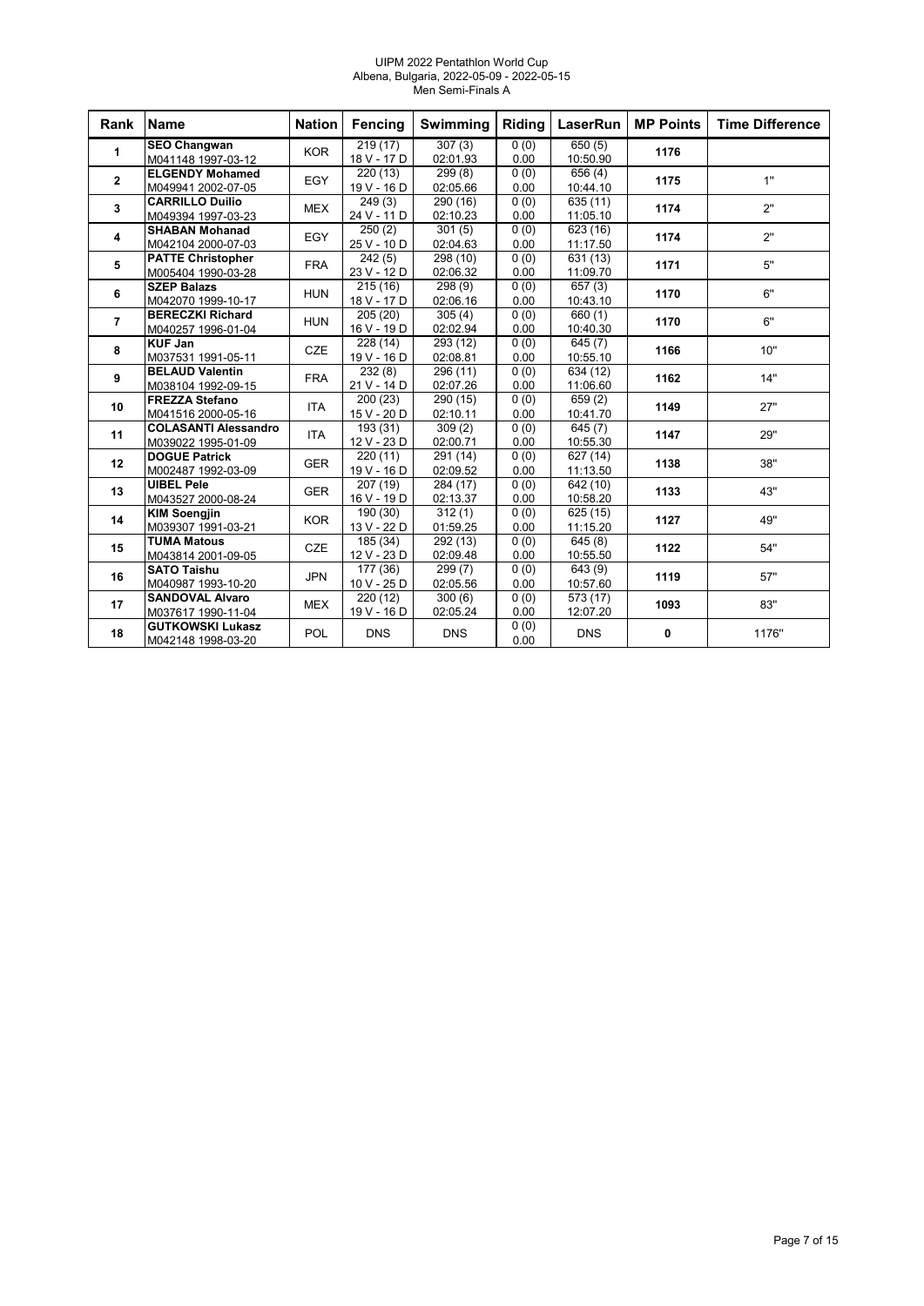UIPM 2022 Pentathlon World Cup
Albena, Bulgaria, 2022-05-09 - 2022-05-15
Men Semi-Finals A

| Rank | Name | Nation | Fencing | Swimming | Riding | LaserRun | MP Points | Time Difference |
|---|---|---|---|---|---|---|---|---|
| 1 | **SEO Changwan** M041148 1997-03-12 | KOR | 219 (17) 18 V - 17 D | 307 (3) 02:01.93 | 0 (0) 0.00 | 650 (5) 10:50.90 | 1176 | |
| 2 | **ELGENDY Mohamed** M049941 2002-07-05 | EGY | 220 (13) 19 V - 16 D | 299 (8) 02:05.66 | 0 (0) 0.00 | 656 (4) 10:44.10 | 1175 | 1" |
| 3 | **CARRILLO Duilio** M049394 1997-03-23 | MEX | 249 (3) 24 V - 11 D | 290 (16) 02:10.23 | 0 (0) 0.00 | 635 (11) 11:05.10 | 1174 | 2" |
| 4 | **SHABAN Mohanad** M042104 2000-07-03 | EGY | 250 (2) 25 V - 10 D | 301 (5) 02:04.63 | 0 (0) 0.00 | 623 (16) 11:17.50 | 1174 | 2" |
| 5 | **PATTE Christopher** M005404 1990-03-28 | FRA | 242 (5) 23 V - 12 D | 298 (10) 02:06.32 | 0 (0) 0.00 | 631 (13) 11:09.70 | 1171 | 5" |
| 6 | **SZEP Balazs** M042070 1999-10-17 | HUN | 215 (16) 18 V - 17 D | 298 (9) 02:06.16 | 0 (0) 0.00 | 657 (3) 10:43.10 | 1170 | 6" |
| 7 | **BERECZKI Richard** M040257 1996-01-04 | HUN | 205 (20) 16 V - 19 D | 305 (4) 02:02.94 | 0 (0) 0.00 | 660 (1) 10:40.30 | 1170 | 6" |
| 8 | **KUF Jan** M037531 1991-05-11 | CZE | 228 (14) 19 V - 16 D | 293 (12) 02:08.81 | 0 (0) 0.00 | 645 (7) 10:55.10 | 1166 | 10" |
| 9 | **BELAUD Valentin** M038104 1992-09-15 | FRA | 232 (8) 21 V - 14 D | 296 (11) 02:07.26 | 0 (0) 0.00 | 634 (12) 11:06.60 | 1162 | 14" |
| 10 | **FREZZA Stefano** M041516 2000-05-16 | ITA | 200 (23) 15 V - 20 D | 290 (15) 02:10.11 | 0 (0) 0.00 | 659 (2) 10:41.70 | 1149 | 27" |
| 11 | **COLASANTI Alessandro** M039022 1995-01-09 | ITA | 193 (31) 12 V - 23 D | 309 (2) 02:00.71 | 0 (0) 0.00 | 645 (7) 10:55.30 | 1147 | 29" |
| 12 | **DOGUE Patrick** M002487 1992-03-09 | GER | 220 (11) 19 V - 16 D | 291 (14) 02:09.52 | 0 (0) 0.00 | 627 (14) 11:13.50 | 1138 | 38" |
| 13 | **UIBEL Pele** M043527 2000-08-24 | GER | 207 (19) 16 V - 19 D | 284 (17) 02:13.37 | 0 (0) 0.00 | 642 (10) 10:58.20 | 1133 | 43" |
| 14 | **KIM Soengjin** M039307 1991-03-21 | KOR | 190 (30) 13 V - 22 D | 312 (1) 01:59.25 | 0 (0) 0.00 | 625 (15) 11:15.20 | 1127 | 49" |
| 15 | **TUMA Matous** M043814 2001-09-05 | CZE | 185 (34) 12 V - 23 D | 292 (13) 02:09.48 | 0 (0) 0.00 | 645 (8) 10:55.50 | 1122 | 54" |
| 16 | **SATO Taishu** M040987 1993-10-20 | JPN | 177 (36) 10 V - 25 D | 299 (7) 02:05.56 | 0 (0) 0.00 | 643 (9) 10:57.60 | 1119 | 57" |
| 17 | **SANDOVAL Alvaro** M037617 1990-11-04 | MEX | 220 (12) 19 V - 16 D | 300 (6) 02:05.24 | 0 (0) 0.00 | 573 (17) 12:07.20 | 1093 | 83" |
| 18 | **GUTKOWSKI Lukasz** M042148 1998-03-20 | POL | DNS | DNS | 0 (0) 0.00 | DNS | 0 | 1176" |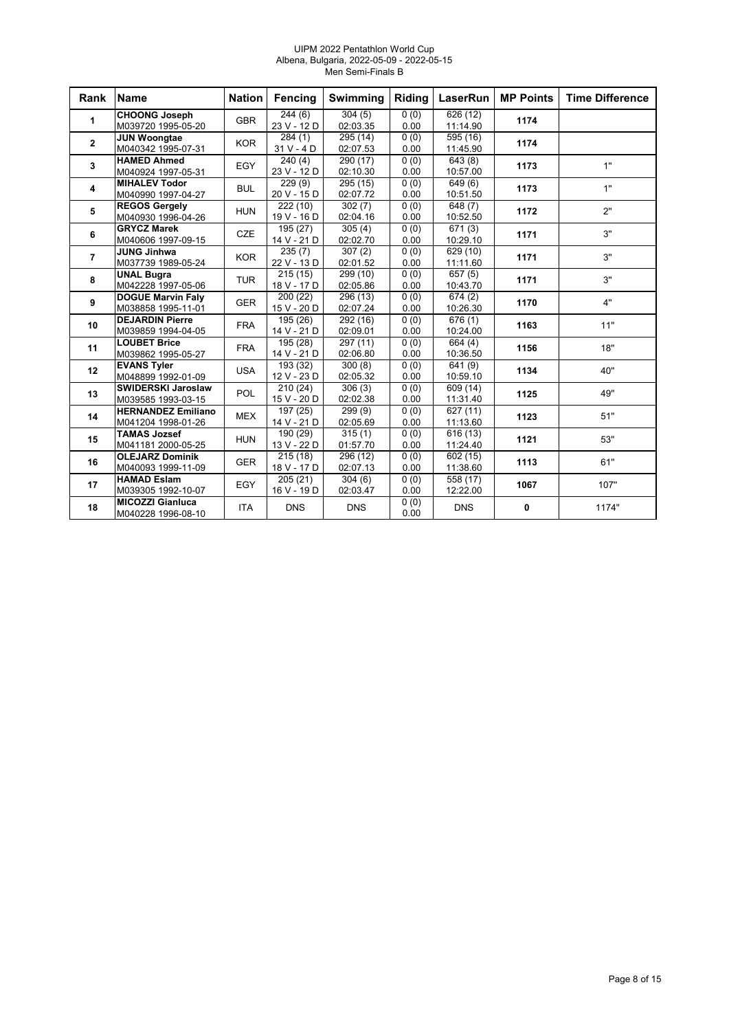UIPM 2022 Pentathlon World Cup
Albena, Bulgaria, 2022-05-09 - 2022-05-15
Men Semi-Finals B

| Rank | Name | Nation | Fencing | Swimming | Riding | LaserRun | MP Points | Time Difference |
|---|---|---|---|---|---|---|---|---|
| 1 | **CHOONG Joseph** M039720 1995-05-20 | GBR | 244 (6) 23 V - 12 D | 304 (5) 02:03.35 | 0 (0) 0.00 | 626 (12) 11:14.90 | **1174** | |
| 2 | **JUN Woongtae** M040342 1995-07-31 | KOR | 284 (1) 31 V - 4 D | 295 (14) 02:07.53 | 0 (0) 0.00 | 595 (16) 11:45.90 | **1174** | |
| 3 | **HAMED Ahmed** M040924 1997-05-31 | EGY | 240 (4) 23 V - 12 D | 290 (17) 02:10.30 | 0 (0) 0.00 | 643 (8) 10:57.00 | **1173** | 1" |
| 4 | **MIHALEV Todor** M040990 1997-04-27 | BUL | 229 (9) 20 V - 15 D | 295 (15) 02:07.72 | 0 (0) 0.00 | 649 (6) 10:51.50 | **1173** | 1" |
| 5 | **REGOS Gergely** M040930 1996-04-26 | HUN | 222 (10) 19 V - 16 D | 302 (7) 02:04.16 | 0 (0) 0.00 | 648 (7) 10:52.50 | **1172** | 2" |
| 6 | **GRYCZ Marek** M040606 1997-09-15 | CZE | 195 (27) 14 V - 21 D | 305 (4) 02:02.70 | 0 (0) 0.00 | 671 (3) 10:29.10 | **1171** | 3" |
| 7 | **JUNG Jinhwa** M037739 1989-05-24 | KOR | 235 (7) 22 V - 13 D | 307 (2) 02:01.52 | 0 (0) 0.00 | 629 (10) 11:11.60 | **1171** | 3" |
| 8 | **UNAL Bugra** M042228 1997-05-06 | TUR | 215 (15) 18 V - 17 D | 299 (10) 02:05.86 | 0 (0) 0.00 | 657 (5) 10:43.70 | **1171** | 3" |
| 9 | **DOGUE Marvin Faly** M038858 1995-11-01 | GER | 200 (22) 15 V - 20 D | 296 (13) 02:07.24 | 0 (0) 0.00 | 674 (2) 10:26.30 | **1170** | 4" |
| 10 | **DEJARDIN Pierre** M039859 1994-04-05 | FRA | 195 (26) 14 V - 21 D | 292 (16) 02:09.01 | 0 (0) 0.00 | 676 (1) 10:24.00 | **1163** | 11" |
| 11 | **LOUBET Brice** M039862 1995-05-27 | FRA | 195 (28) 14 V - 21 D | 297 (11) 02:06.80 | 0 (0) 0.00 | 664 (4) 10:36.50 | **1156** | 18" |
| 12 | **EVANS Tyler** M048899 1992-01-09 | USA | 193 (32) 12 V - 23 D | 300 (8) 02:05.32 | 0 (0) 0.00 | 641 (9) 10:59.10 | **1134** | 40" |
| 13 | **SWIDERSKI Jaroslaw** M039585 1993-03-15 | POL | 210 (24) 15 V - 20 D | 306 (3) 02:02.38 | 0 (0) 0.00 | 609 (14) 11:31.40 | **1125** | 49" |
| 14 | **HERNANDEZ Emiliano** M041204 1998-01-26 | MEX | 197 (25) 14 V - 21 D | 299 (9) 02:05.69 | 0 (0) 0.00 | 627 (11) 11:13.60 | **1123** | 51" |
| 15 | **TAMAS Jozsef** M041181 2000-05-25 | HUN | 190 (29) 13 V - 22 D | 315 (1) 01:57.70 | 0 (0) 0.00 | 616 (13) 11:24.40 | **1121** | 53" |
| 16 | **OLEJARZ Dominik** M040093 1999-11-09 | GER | 215 (18) 18 V - 17 D | 296 (12) 02:07.13 | 0 (0) 0.00 | 602 (15) 11:38.60 | **1113** | 61" |
| 17 | **HAMAD Eslam** M039305 1992-10-07 | EGY | 205 (21) 16 V - 19 D | 304 (6) 02:03.47 | 0 (0) 0.00 | 558 (17) 12:22.00 | **1067** | 107" |
| 18 | **MICOZZI Gianluca** M040228 1996-08-10 | ITA | DNS | DNS | 0 (0) 0.00 | DNS | **0** | 1174" |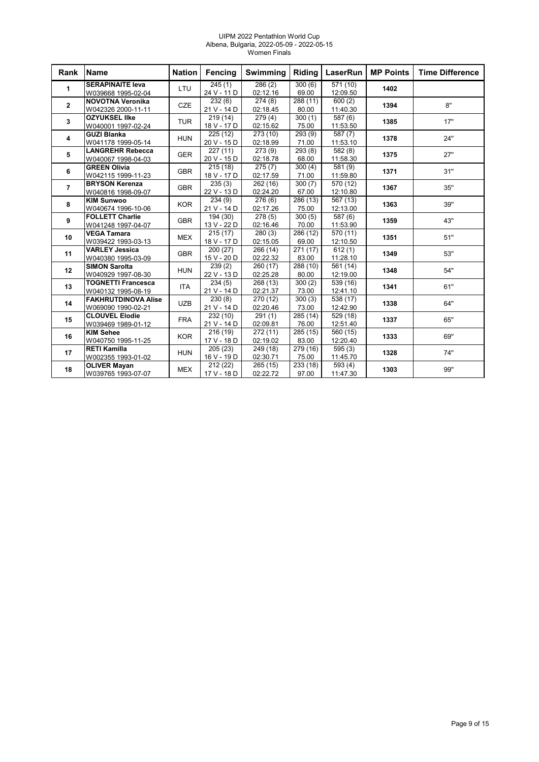UIPM 2022 Pentathlon World Cup
Albena, Bulgaria, 2022-05-09 - 2022-05-15
Women Finals

| Rank | Name | Nation | Fencing | Swimming | Riding | LaserRun | MP Points | Time Difference |
|---|---|---|---|---|---|---|---|---|
| 1 | **SERAPINAITE Ieva** W039668 1995-02-04 | LTU | 245 (1) 24 V - 11 D | 286 (2) 02:12.16 | 300 (6) 69.00 | 571 (10) 12:09.50 | 1402 | |
| 2 | **NOVOTNA Veronika** W042326 2000-11-11 | CZE | 232 (6) 21 V - 14 D | 274 (8) 02:18.45 | 288 (11) 80.00 | 600 (2) 11:40.30 | 1394 | 8" |
| 3 | **OZYUKSEL Ilke** W040001 1997-02-24 | TUR | 219 (14) 18 V - 17 D | 279 (4) 02:15.62 | 300 (1) 75.00 | 587 (6) 11:53.50 | 1385 | 17" |
| 4 | **GUZI Blanka** W041178 1999-05-14 | HUN | 225 (12) 20 V - 15 D | 273 (10) 02:18.99 | 293 (9) 71.00 | 587 (7) 11:53.10 | 1378 | 24" |
| 5 | **LANGREHR Rebecca** W040067 1998-04-03 | GER | 227 (11) 20 V - 15 D | 273 (9) 02:18.78 | 293 (8) 68.00 | 582 (8) 11:58.30 | 1375 | 27" |
| 6 | **GREEN Olivia** W042115 1999-11-23 | GBR | 215 (18) 18 V - 17 D | 275 (7) 02:17.59 | 300 (4) 71.00 | 581 (9) 11:59.80 | 1371 | 31" |
| 7 | **BRYSON Kerenza** W040816 1998-09-07 | GBR | 235 (3) 22 V - 13 D | 262 (16) 02:24.20 | 300 (7) 67.00 | 570 (12) 12:10.80 | 1367 | 35" |
| 8 | **KIM Sunwoo** W040674 1996-10-06 | KOR | 234 (9) 21 V - 14 D | 276 (6) 02:17.26 | 286 (13) 75.00 | 567 (13) 12:13.00 | 1363 | 39" |
| 9 | **FOLLETT Charlie** W041248 1997-04-07 | GBR | 194 (30) 13 V - 22 D | 278 (5) 02:16.46 | 300 (5) 70.00 | 587 (6) 11:53.90 | 1359 | 43" |
| 10 | **VEGA Tamara** W039422 1993-03-13 | MEX | 215 (17) 18 V - 17 D | 280 (3) 02:15.05 | 286 (12) 69.00 | 570 (11) 12:10.50 | 1351 | 51" |
| 11 | **VARLEY Jessica** W040380 1995-03-09 | GBR | 200 (27) 15 V - 20 D | 266 (14) 02:22.32 | 271 (17) 83.00 | 612 (1) 11:28.10 | 1349 | 53" |
| 12 | **SIMON Sarolta** W040929 1997-08-30 | HUN | 239 (2) 22 V - 13 D | 260 (17) 02:25.28 | 288 (10) 80.00 | 561 (14) 12:19.00 | 1348 | 54" |
| 13 | **TOGNETTI Francesca** W040132 1995-08-19 | ITA | 234 (5) 21 V - 14 D | 268 (13) 02:21.37 | 300 (2) 73.00 | 539 (16) 12:41.10 | 1341 | 61" |
| 14 | **FAKHRUTDINOVA Alise** W069090 1990-02-21 | UZB | 230 (8) 21 V - 14 D | 270 (12) 02:20.46 | 300 (3) 73.00 | 538 (17) 12:42.90 | 1338 | 64" |
| 15 | **CLOUVEL Elodie** W039469 1989-01-12 | FRA | 232 (10) 21 V - 14 D | 291 (1) 02:09.81 | 285 (14) 76.00 | 529 (18) 12:51.40 | 1337 | 65" |
| 16 | **KIM Sehee** W040750 1995-11-25 | KOR | 216 (19) 17 V - 18 D | 272 (11) 02:19.02 | 285 (15) 83.00 | 560 (15) 12:20.40 | 1333 | 69" |
| 17 | **RETI Kamilla** W002355 1993-01-02 | HUN | 205 (23) 16 V - 19 D | 249 (18) 02:30.71 | 279 (16) 75.00 | 595 (3) 11:45.70 | 1328 | 74" |
| 18 | **OLIVER Mayan** W039765 1993-07-07 | MEX | 212 (22) 17 V - 18 D | 265 (15) 02:22.72 | 233 (18) 97.00 | 593 (4) 11:47.30 | 1303 | 99" |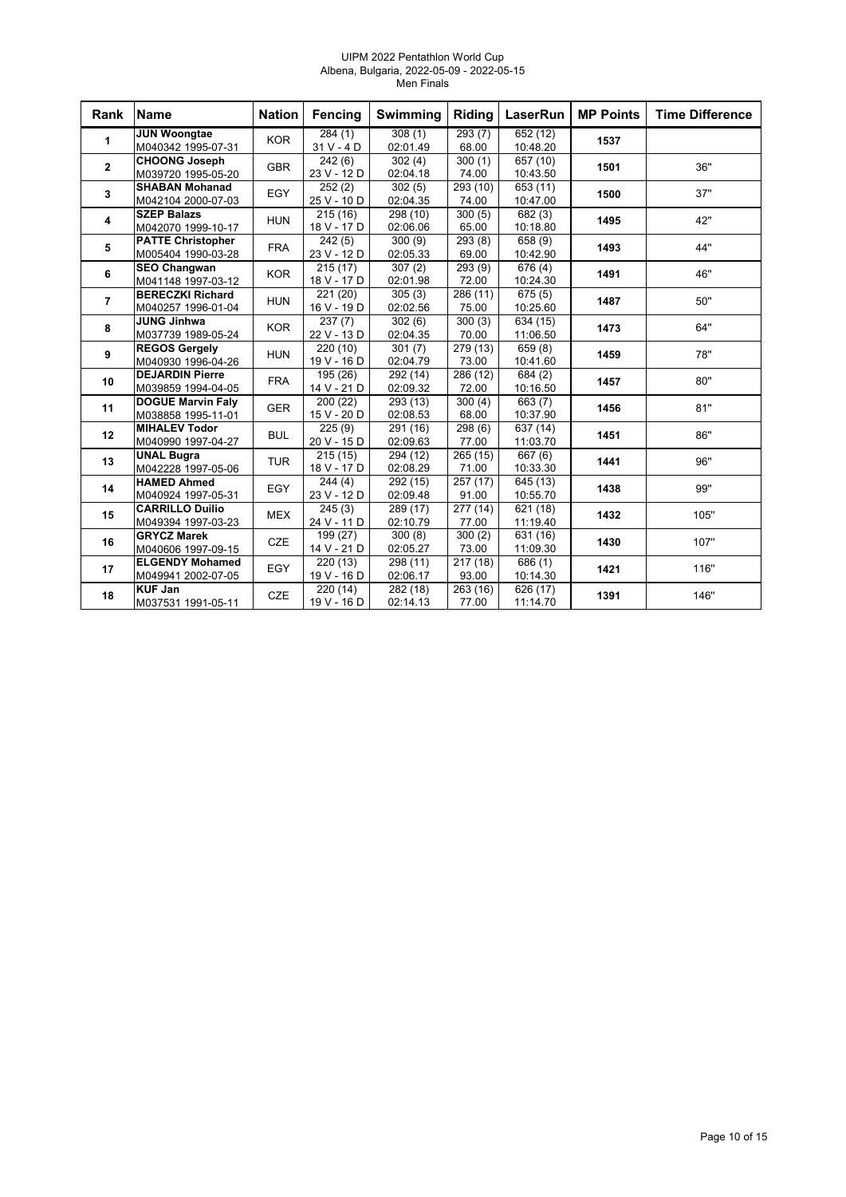UIPM 2022 Pentathlon World Cup
Albena, Bulgaria, 2022-05-09 - 2022-05-15
Men Finals

| Rank | Name | Nation | Fencing | Swimming | Riding | LaserRun | MP Points | Time Difference |
|---|---|---|---|---|---|---|---|---|
| 1 | **JUN Woongtae** M040342 1995-07-31 | KOR | 284 (1) 31 V - 4 D | 308 (1) 02:01.49 | 293 (7) 68.00 | 652 (12) 10:48.20 | **1537** | |
| 2 | **CHOONG Joseph** M039720 1995-05-20 | GBR | 242 (6) 23 V - 12 D | 302 (4) 02:04.18 | 300 (1) 74.00 | 657 (10) 10:43.50 | **1501** | 36" |
| 3 | **SHABAN Mohanad** M042104 2000-07-03 | EGY | 252 (2) 25 V - 10 D | 302 (5) 02:04.35 | 293 (10) 74.00 | 653 (11) 10:47.00 | **1500** | 37" |
| 4 | **SZEP Balazs** M042070 1999-10-17 | HUN | 215 (16) 18 V - 17 D | 298 (10) 02:06.06 | 300 (5) 65.00 | 682 (3) 10:18.80 | **1495** | 42" |
| 5 | **PATTE Christopher** M005404 1990-03-28 | FRA | 242 (5) 23 V - 12 D | 300 (9) 02:05.33 | 293 (8) 69.00 | 658 (9) 10:42.90 | **1493** | 44" |
| 6 | **SEO Changwan** M041148 1997-03-12 | KOR | 215 (17) 18 V - 17 D | 307 (2) 02:01.98 | 293 (9) 72.00 | 676 (4) 10:24.30 | **1491** | 46" |
| 7 | **BERECZKI Richard** M040257 1996-01-04 | HUN | 221 (20) 16 V - 19 D | 305 (3) 02:02.56 | 286 (11) 75.00 | 675 (5) 10:25.60 | **1487** | 50" |
| 8 | **JUNG Jinhwa** M037739 1989-05-24 | KOR | 237 (7) 22 V - 13 D | 302 (6) 02:04.35 | 300 (3) 70.00 | 634 (15) 11:06.50 | **1473** | 64" |
| 9 | **REGOS Gergely** M040930 1996-04-26 | HUN | 220 (10) 19 V - 16 D | 301 (7) 02:04.79 | 279 (13) 73.00 | 659 (8) 10:41.60 | **1459** | 78" |
| 10 | **DEJARDIN Pierre** M039859 1994-04-05 | FRA | 195 (26) 14 V - 21 D | 292 (14) 02:09.32 | 286 (12) 72.00 | 684 (2) 10:16.50 | **1457** | 80" |
| 11 | **DOGUE Marvin Faly** M038858 1995-11-01 | GER | 200 (22) 15 V - 20 D | 293 (13) 02:08.53 | 300 (4) 68.00 | 663 (7) 10:37.90 | **1456** | 81" |
| 12 | **MIHALEV Todor** M040990 1997-04-27 | BUL | 225 (9) 20 V - 15 D | 291 (16) 02:09.63 | 298 (6) 77.00 | 637 (14) 11:03.70 | **1451** | 86" |
| 13 | **UNAL Bugra** M042228 1997-05-06 | TUR | 215 (15) 18 V - 17 D | 294 (12) 02:08.29 | 265 (15) 71.00 | 667 (6) 10:33.30 | **1441** | 96" |
| 14 | **HAMED Ahmed** M040924 1997-05-31 | EGY | 244 (4) 23 V - 12 D | 292 (15) 02:09.48 | 257 (17) 91.00 | 645 (13) 10:55.70 | **1438** | 99" |
| 15 | **CARRILLO Duilio** M049394 1997-03-23 | MEX | 245 (3) 24 V - 11 D | 289 (17) 02:10.79 | 277 (14) 77.00 | 621 (18) 11:19.40 | **1432** | 105" |
| 16 | **GRYCZ Marek** M040606 1997-09-15 | CZE | 199 (27) 14 V - 21 D | 300 (8) 02:05.27 | 300 (2) 73.00 | 631 (16) 11:09.30 | **1430** | 107" |
| 17 | **ELGENDY Mohamed** M049941 2002-07-05 | EGY | 220 (13) 19 V - 16 D | 298 (11) 02:06.17 | 217 (18) 93.00 | 686 (1) 10:14.30 | **1421** | 116" |
| 18 | **KUF Jan** M037531 1991-05-11 | CZE | 220 (14) 19 V - 16 D | 282 (18) 02:14.13 | 263 (16) 77.00 | 626 (17) 11:14.70 | **1391** | 146" |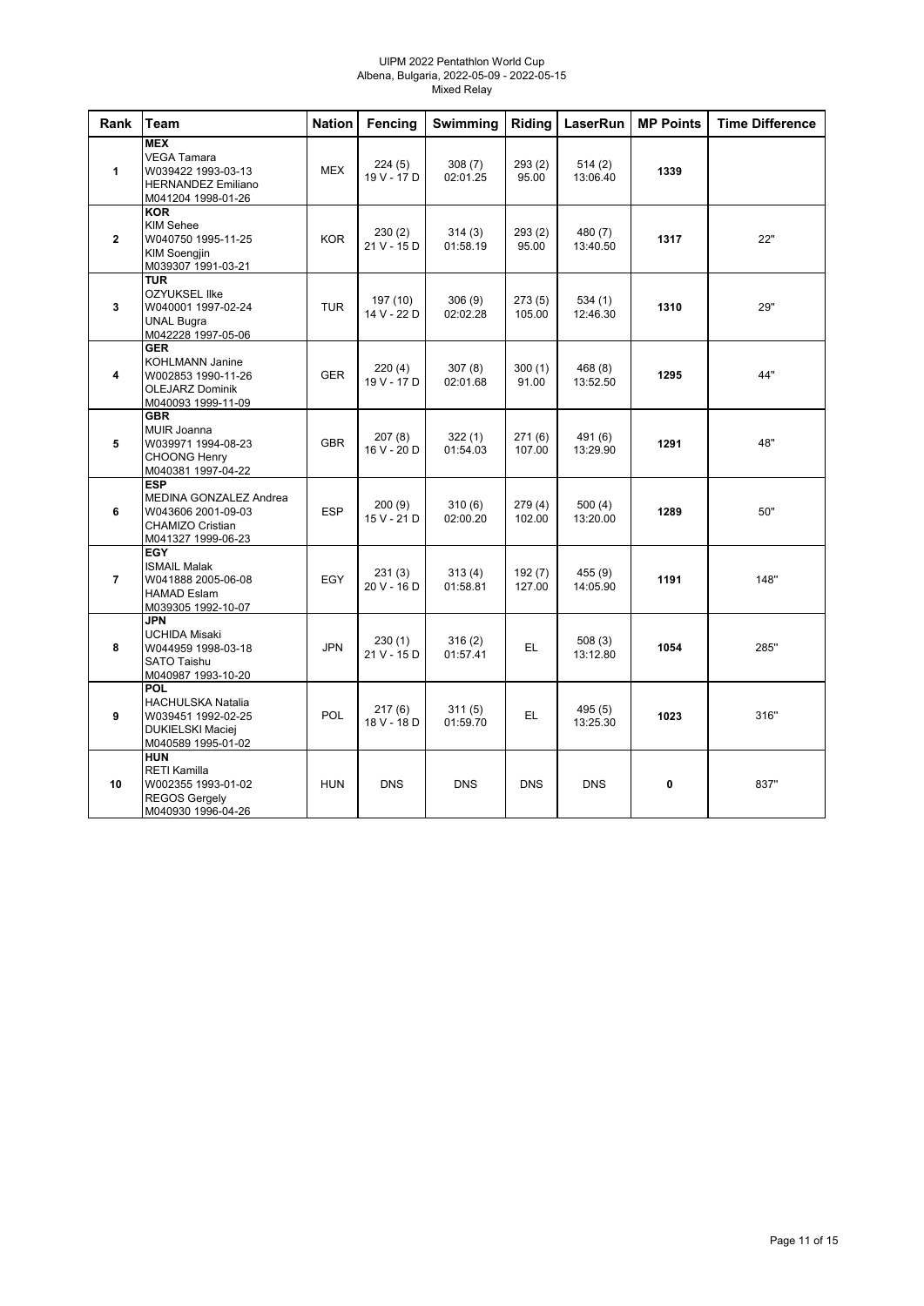UIPM 2022 Pentathlon World Cup
Albena, Bulgaria, 2022-05-09 - 2022-05-15
Mixed Relay

| Rank | Team | Nation | Fencing | Swimming | Riding | LaserRun | MP Points | Time Difference |
|---|---|---|---|---|---|---|---|---|
| 1 | **MEX**<br>VEGA Tamara<br>W039422 1993-03-13<br>HERNANDEZ Emiliano<br>M041204 1998-01-26 | MEX | 224 (5)<br>19 V - 17 D | 308 (7)<br>02:01.25 | 293 (2)<br>95.00 | 514 (2)<br>13:06.40 | **1339** | |
| 2 | **KOR**<br>KIM Sehee<br>W040750 1995-11-25<br>KIM Soengjin<br>M039307 1991-03-21 | KOR | 230 (2)<br>21 V - 15 D | 314 (3)<br>01:58.19 | 293 (2)<br>95.00 | 480 (7)<br>13:40.50 | **1317** | 22" |
| 3 | **TUR**<br>OZYUKSEL Ilke<br>W040001 1997-02-24<br>UNAL Bugra<br>M042228 1997-05-06 | TUR | 197 (10)<br>14 V - 22 D | 306 (9)<br>02:02.28 | 273 (5)<br>105.00 | 534 (1)<br>12:46.30 | **1310** | 29" |
| 4 | **GER**<br>KOHLMANN Janine<br>W002853 1990-11-26<br>OLEJARZ Dominik<br>M040093 1999-11-09 | GER | 220 (4)<br>19 V - 17 D | 307 (8)<br>02:01.68 | 300 (1)<br>91.00 | 468 (8)<br>13:52.50 | **1295** | 44" |
| 5 | **GBR**<br>MUIR Joanna<br>W039971 1994-08-23<br>CHOONG Henry<br>M040381 1997-04-22 | GBR | 207 (8)<br>16 V - 20 D | 322 (1)<br>01:54.03 | 271 (6)<br>107.00 | 491 (6)<br>13:29.90 | **1291** | 48" |
| 6 | **ESP**<br>MEDINA GONZALEZ Andrea<br>W043606 2001-09-03<br>CHAMIZO Cristian<br>M041327 1999-06-23 | ESP | 200 (9)<br>15 V - 21 D | 310 (6)<br>02:00.20 | 279 (4)<br>102.00 | 500 (4)<br>13:20.00 | **1289** | 50" |
| 7 | **EGY**<br>ISMAIL Malak<br>W041888 2005-06-08<br>HAMAD Eslam<br>M039305 1992-10-07 | EGY | 231 (3)<br>20 V - 16 D | 313 (4)<br>01:58.81 | 192 (7)<br>127.00 | 455 (9)<br>14:05.90 | **1191** | 148" |
| 8 | **JPN**<br>UCHIDA Misaki<br>W044959 1998-03-18<br>SATO Taishu<br>M040987 1993-10-20 | JPN | 230 (1)<br>21 V - 15 D | 316 (2)<br>01:57.41 | EL | 508 (3)<br>13:12.80 | **1054** | 285" |
| 9 | **POL**<br>HACHULSKA Natalia<br>W039451 1992-02-25<br>DUKIELSKI Maciej<br>M040589 1995-01-02 | POL | 217 (6)<br>18 V - 18 D | 311 (5)<br>01:59.70 | EL | 495 (5)<br>13:25.30 | **1023** | 316" |
| 10 | **HUN**<br>RETI Kamilla<br>W002355 1993-01-02<br>REGOS Gergely<br>M040930 1996-04-26 | HUN | DNS | DNS | DNS | DNS | **0** | 837" |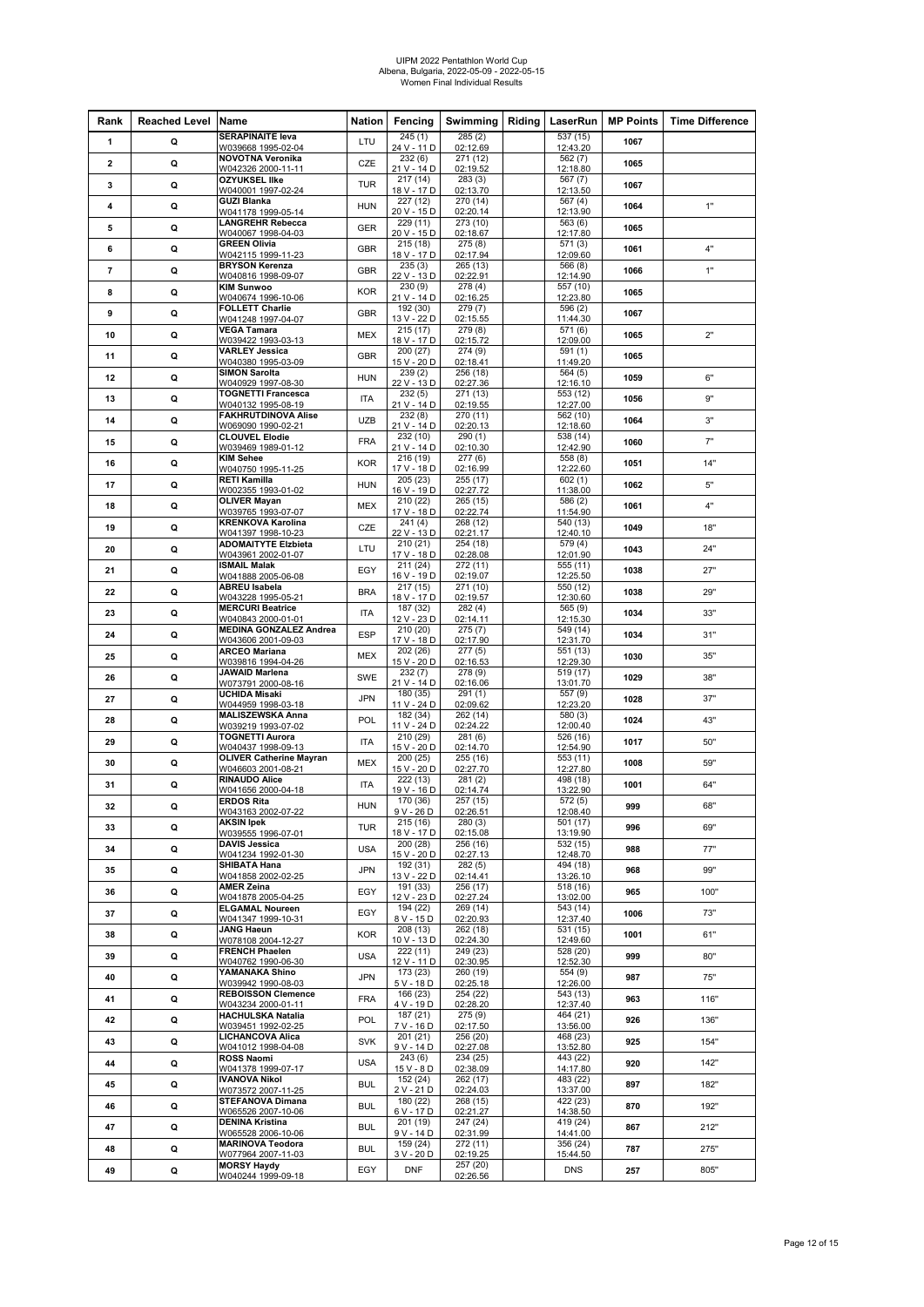UIPM 2022 Pentathlon World Cup
Albena, Bulgaria, 2022-05-09 - 2022-05-15
Women Final Individual Results

| Rank | Reached Level | Name | Nation | Fencing | Swimming | Riding | LaserRun | MP Points | Time Difference |
|---|---|---|---|---|---|---|---|---|---|
| 1 | Q | **SERAPINAITE Ieva** W039668 1995-02-04 | LTU | 245 (1) 24 V - 11 D | 285 (2) 02:12.69 | | 537 (15) 12:43.20 | 1067 | |
| 2 | Q | **NOVOTNA Veronika** W042326 2000-11-11 | CZE | 232 (6) 21 V - 14 D | 271 (12) 02:19.52 | | 562 (7) 12:18.80 | 1065 | |
| 3 | Q | **OZYUKSEL Ilke** W040001 1997-02-24 | TUR | 217 (14) 18 V - 17 D | 283 (3) 02:13.70 | | 567 (7) 12:13.50 | 1067 | |
| 4 | Q | **GUZI Blanka** W041178 1999-05-14 | HUN | 227 (12) 20 V - 15 D | 270 (14) 02:20.14 | | 567 (4) 12:13.90 | 1064 | 1" |
| 5 | Q | **LANGREHR Rebecca** W040067 1998-04-03 | GER | 229 (11) 20 V - 15 D | 273 (10) 02:18.67 | | 563 (6) 12:17.80 | 1065 | |
| 6 | Q | **GREEN Olivia** W042115 1999-11-23 | GBR | 215 (18) 18 V - 17 D | 275 (8) 02:17.94 | | 571 (3) 12:09.60 | 1061 | 4" |
| 7 | Q | **BRYSON Kerenza** W040816 1998-09-07 | GBR | 235 (3) 22 V - 13 D | 265 (13) 02:22.91 | | 566 (8) 12:14.90 | 1066 | 1" |
| 8 | Q | **KIM Sunwoo** W040674 1996-10-06 | KOR | 230 (9) 21 V - 14 D | 278 (4) 02:16.25 | | 557 (10) 12:23.80 | 1065 | |
| 9 | Q | **FOLLETT Charlie** W041248 1997-04-07 | GBR | 192 (30) 13 V - 22 D | 279 (7) 02:15.55 | | 596 (2) 11:44.30 | 1067 | |
| 10 | Q | **VEGA Tamara** W039422 1993-03-13 | MEX | 215 (17) 18 V - 17 D | 279 (8) 02:15.72 | | 571 (6) 12:09.00 | 1065 | 2" |
| 11 | Q | **VARLEY Jessica** W040380 1995-03-09 | GBR | 200 (27) 15 V - 20 D | 274 (9) 02:18.41 | | 591 (1) 11:49.20 | 1065 | |
| 12 | Q | **SIMON Sarolta** W040929 1997-08-30 | HUN | 239 (2) 22 V - 13 D | 256 (18) 02:27.36 | | 564 (5) 12:16.10 | 1059 | 6" |
| 13 | Q | **TOGNETTI Francesca** W040132 1995-08-19 | ITA | 232 (5) 21 V - 14 D | 271 (13) 02:19.55 | | 553 (12) 12:27.00 | 1056 | 9" |
| 14 | Q | **FAKHRUTDINOVA Alise** W069090 1990-02-21 | UZB | 232 (8) 21 V - 14 D | 270 (11) 02:20.13 | | 562 (10) 12:18.60 | 1064 | 3" |
| 15 | Q | **CLOUVEL Elodie** W039469 1989-01-12 | FRA | 232 (10) 21 V - 14 D | 290 (1) 02:10.30 | | 538 (14) 12:42.90 | 1060 | 7" |
| 16 | Q | **KIM Sehee** W040750 1995-11-25 | KOR | 216 (19) 17 V - 18 D | 277 (6) 02:16.99 | | 558 (8) 12:22.60 | 1051 | 14" |
| 17 | Q | **RETI Kamilla** W002355 1993-01-02 | HUN | 205 (23) 16 V - 19 D | 255 (17) 02:27.72 | | 602 (1) 11:38.00 | 1062 | 5" |
| 18 | Q | **OLIVER Mayan** W039765 1993-07-07 | MEX | 210 (22) 17 V - 18 D | 265 (15) 02:22.74 | | 586 (2) 11:54.90 | 1061 | 4" |
| 19 | Q | **KRENKOVA Karolina** W041397 1998-10-23 | CZE | 241 (4) 22 V - 13 D | 268 (12) 02:21.17 | | 540 (13) 12:40.10 | 1049 | 18" |
| 20 | Q | **ADOMAITYTE Elzbieta** W043961 2002-01-07 | LTU | 210 (21) 17 V - 18 D | 254 (18) 02:28.08 | | 579 (4) 12:01.90 | 1043 | 24" |
| 21 | Q | **ISMAIL Malak** W041888 2005-06-08 | EGY | 211 (24) 16 V - 19 D | 272 (11) 02:19.07 | | 555 (11) 12:25.50 | 1038 | 27" |
| 22 | Q | **ABREU Isabela** W043228 1995-05-21 | BRA | 217 (15) 18 V - 17 D | 271 (10) 02:19.57 | | 550 (12) 12:30.60 | 1038 | 29" |
| 23 | Q | **MERCURI Beatrice** W040843 2000-01-01 | ITA | 187 (32) 12 V - 23 D | 282 (4) 02:14.11 | | 565 (9) 12:15.30 | 1034 | 33" |
| 24 | Q | **MEDINA GONZALEZ Andrea** W043606 2001-09-03 | ESP | 210 (20) 17 V - 18 D | 275 (7) 02:17.90 | | 549 (14) 12:31.70 | 1034 | 31" |
| 25 | Q | **ARCEO Mariana** W039816 1994-04-26 | MEX | 202 (26) 15 V - 20 D | 277 (5) 02:16.53 | | 551 (13) 12:29.30 | 1030 | 35" |
| 26 | Q | **JAWAID Marlena** W073791 2000-08-16 | SWE | 232 (7) 21 V - 14 D | 278 (9) 02:16.06 | | 519 (17) 13:01.70 | 1029 | 38" |
| 27 | Q | **UCHIDA Misaki** W044959 1998-03-18 | JPN | 180 (35) 11 V - 24 D | 291 (1) 02:09.62 | | 557 (9) 12:23.20 | 1028 | 37" |
| 28 | Q | **MALISZEWSKA Anna** W039219 1993-07-02 | POL | 182 (34) 11 V - 24 D | 262 (14) 02:24.22 | | 580 (3) 12:00.40 | 1024 | 43" |
| 29 | Q | **TOGNETTI Aurora** W040437 1998-09-13 | ITA | 210 (29) 15 V - 20 D | 281 (6) 02:14.70 | | 526 (16) 12:54.90 | 1017 | 50" |
| 30 | Q | **OLIVER Catherine Mayran** W046603 2001-08-21 | MEX | 200 (25) 15 V - 20 D | 255 (16) 02:27.70 | | 553 (11) 12:27.80 | 1008 | 59" |
| 31 | Q | **RINAUDO Alice** W041656 2000-04-18 | ITA | 222 (13) 19 V - 16 D | 281 (2) 02:14.74 | | 498 (18) 13:22.90 | 1001 | 64" |
| 32 | Q | **ERDOS Rita** W043163 2002-07-22 | HUN | 170 (36) 9 V - 26 D | 257 (15) 02:26.51 | | 572 (5) 12:08.40 | 999 | 68" |
| 33 | Q | **AKSIN Ipek** W039555 1996-07-01 | TUR | 215 (16) 18 V - 17 D | 280 (3) 02:15.08 | | 501 (17) 13:19.90 | 996 | 69" |
| 34 | Q | **DAVIS Jessica** W041234 1992-01-30 | USA | 200 (28) 15 V - 20 D | 256 (16) 02:27.13 | | 532 (15) 12:48.70 | 988 | 77" |
| 35 | Q | **SHIBATA Hana** W041858 2002-02-25 | JPN | 192 (31) 13 V - 22 D | 282 (5) 02:14.41 | | 494 (18) 13:26.10 | 968 | 99" |
| 36 | Q | **AMER Zeina** W041878 2005-04-25 | EGY | 191 (33) 12 V - 23 D | 256 (17) 02:27.24 | | 518 (16) 13:02.00 | 965 | 100" |
| 37 | Q | **ELGAMAL Noureen** W041347 1999-10-31 | EGY | 194 (22) 8 V - 15 D | 269 (14) 02:20.93 | | 543 (14) 12:37.40 | 1006 | 73" |
| 38 | Q | **JANG Haeun** W078108 2004-12-27 | KOR | 208 (13) 10 V - 13 D | 262 (18) 02:24.30 | | 531 (15) 12:49.60 | 1001 | 61" |
| 39 | Q | **FRENCH Phaelen** W040762 1990-06-30 | USA | 222 (11) 12 V - 11 D | 249 (23) 02:30.95 | | 528 (20) 12:52.30 | 999 | 80" |
| 40 | Q | **YAMANAKA Shino** W039942 1990-08-03 | JPN | 173 (23) 5 V - 18 D | 260 (19) 02:25.18 | | 554 (9) 12:26.00 | 987 | 75" |
| 41 | Q | **REBOISSON Clemence** W043234 2000-01-11 | FRA | 166 (23) 4 V - 19 D | 254 (22) 02:28.20 | | 543 (13) 12:37.40 | 963 | 116" |
| 42 | Q | **HACHULSKA Natalia** W039451 1992-02-25 | POL | 187 (21) 7 V - 16 D | 275 (9) 02:17.50 | | 464 (21) 13:56.00 | 926 | 136" |
| 43 | Q | **LICHANCOVA Alica** W041012 1998-04-08 | SVK | 201 (21) 9 V - 14 D | 256 (20) 02:27.08 | | 468 (23) 13:52.80 | 925 | 154" |
| 44 | Q | **ROSS Naomi** W041378 1999-07-17 | USA | 243 (6) 15 V - 8 D | 234 (25) 02:38.09 | | 443 (22) 14:17.80 | 920 | 142" |
| 45 | Q | **IVANOVA Nikol** W073572 2007-11-25 | BUL | 152 (24) 2 V - 21 D | 262 (17) 02:24.03 | | 483 (22) 13:37.00 | 897 | 182" |
| 46 | Q | **STEFANOVA Dimana** W065526 2007-10-06 | BUL | 180 (22) 6 V - 17 D | 268 (15) 02:21.27 | | 422 (23) 14:38.50 | 870 | 192" |
| 47 | Q | **DENINA Kristina** W065528 2006-10-06 | BUL | 201 (19) 9 V - 14 D | 247 (24) 02:31.99 | | 419 (24) 14:41.00 | 867 | 212" |
| 48 | Q | **MARINOVA Teodora** W077964 2007-11-03 | BUL | 159 (24) 3 V - 20 D | 272 (11) 02:19.25 | | 356 (24) 15:44.50 | 787 | 275" |
| 49 | Q | **MORSY Haydy** W040244 1999-09-18 | EGY | DNF | 257 (20) 02:26.56 | | DNS | 257 | 805" |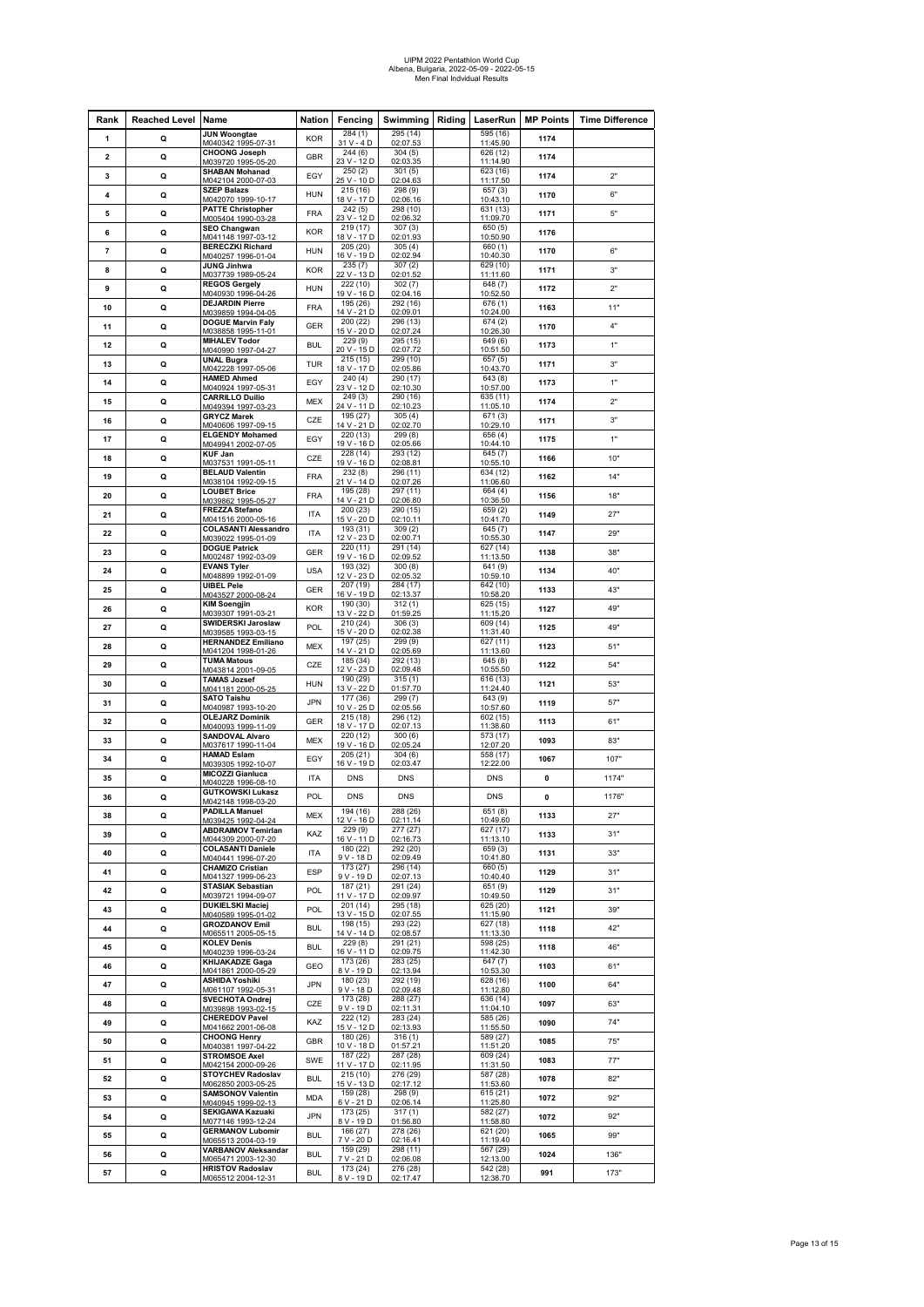UIPM 2022 Pentathlon World Cup
Albena, Bulgaria, 2022-05-09 - 2022-05-15
Men Final Indvidual Results

| Rank | Reached Level | Name | Nation | Fencing | Swimming | Riding | LaserRun | MP Points | Time Difference |
|---|---|---|---|---|---|---|---|---|---|
| 1 | Q | JUN Woongtae M040342 1995-07-31 | KOR | 284 (1) 31 V - 4 D | 295 (14) 02:07.53 | | 595 (16) 11:45.90 | 1174 | |
| 2 | Q | CHOONG Joseph M039720 1995-05-20 | GBR | 244 (6) 23 V - 12 D | 304 (5) 02:03.35 | | 626 (12) 11:14.90 | 1174 | |
| 3 | Q | SHABAN Mohanad M042104 2000-07-03 | EGY | 250 (2) 25 V - 10 D | 301 (5) 02:04.63 | | 623 (16) 11:17.50 | 1174 | 2" |
| 4 | Q | SZEP Balazs M042070 1999-10-17 | HUN | 215 (16) 18 V - 17 D | 298 (9) 02:06.16 | | 657 (3) 10:43.10 | 1170 | 6" |
| 5 | Q | PATTE Christopher M005404 1990-03-28 | FRA | 242 (5) 23 V - 12 D | 298 (10) 02:06.32 | | 631 (13) 11:09.70 | 1171 | 5" |
| 6 | Q | SEO Changwan M041148 1997-03-12 | KOR | 219 (17) 18 V - 17 D | 307 (3) 02:01.93 | | 650 (5) 10:50.90 | 1176 | |
| 7 | Q | BERECZKI Richard M040257 1996-01-04 | HUN | 205 (20) 16 V - 19 D | 305 (4) 02:02.94 | | 660 (1) 10:40.30 | 1170 | 6" |
| 8 | Q | JUNG Jinhwa M037739 1989-05-24 | KOR | 235 (7) 22 V - 13 D | 307 (2) 02:01.52 | | 629 (10) 11:11.60 | 1171 | 3" |
| 9 | Q | REGOS Gergely M040930 1996-04-26 | HUN | 222 (10) 19 V - 16 D | 302 (7) 02:04.16 | | 648 (7) 10:52.50 | 1172 | 2" |
| 10 | Q | DEJARDIN Pierre M039859 1994-04-05 | FRA | 195 (26) 14 V - 21 D | 292 (16) 02:09.01 | | 676 (1) 10:24.00 | 1163 | 11" |
| 11 | Q | DOGUE Marvin Faly M038858 1995-11-01 | GER | 200 (22) 15 V - 20 D | 296 (13) 02:07.24 | | 674 (2) 10:26.30 | 1170 | 4" |
| 12 | Q | MIHALEV Todor M040990 1997-04-27 | BUL | 229 (9) 20 V - 15 D | 295 (15) 02:07.72 | | 649 (6) 10:51.50 | 1173 | 1" |
| 13 | Q | UNAL Bugra M042228 1997-05-06 | TUR | 215 (15) 18 V - 17 D | 299 (10) 02:05.86 | | 657 (5) 10:43.70 | 1171 | 3" |
| 14 | Q | HAMED Ahmed M040924 1997-05-31 | EGY | 240 (4) 23 V - 12 D | 290 (17) 02:10.30 | | 643 (8) 10:57.00 | 1173 | 1" |
| 15 | Q | CARRILLO Duilio M049394 1997-03-23 | MEX | 249 (3) 24 V - 11 D | 290 (16) 02:10.23 | | 635 (11) 11:05.10 | 1174 | 2" |
| 16 | Q | GRYCZ Marek M040606 1997-09-15 | CZE | 195 (27) 14 V - 21 D | 305 (4) 02:02.70 | | 671 (3) 10:29.10 | 1171 | 3" |
| 17 | Q | ELGENDY Mohamed M049941 2002-07-05 | EGY | 220 (13) 19 V - 16 D | 299 (8) 02:05.66 | | 656 (4) 10:44.10 | 1175 | 1" |
| 18 | Q | KUF Jan M037531 1991-05-11 | CZE | 228 (14) 19 V - 16 D | 293 (12) 02:08.81 | | 645 (7) 10:55.10 | 1166 | 10" |
| 19 | Q | BELAUD Valentin M038104 1992-09-15 | FRA | 232 (8) 21 V - 14 D | 296 (11) 02:07.26 | | 634 (12) 11:06.60 | 1162 | 14" |
| 20 | Q | LOUBET Brice M039862 1995-05-27 | FRA | 195 (28) 14 V - 21 D | 297 (11) 02:06.80 | | 664 (4) 10:36.50 | 1156 | 18" |
| 21 | Q | FREZZA Stefano M041516 2000-05-16 | ITA | 200 (23) 15 V - 20 D | 290 (15) 02:10.11 | | 659 (2) 10:41.70 | 1149 | 27" |
| 22 | Q | COLASANTI Alessandro M039022 1995-01-09 | ITA | 193 (31) 12 V - 23 D | 309 (2) 02:00.71 | | 645 (7) 10:55.30 | 1147 | 29" |
| 23 | Q | DOGUE Patrick M002487 1992-03-09 | GER | 220 (11) 19 V - 16 D | 291 (14) 02:09.52 | | 627 (14) 11:13.50 | 1138 | 38" |
| 24 | Q | EVANS Tyler M048899 1992-01-09 | USA | 193 (32) 12 V - 23 D | 300 (8) 02:05.32 | | 641 (9) 10:59.10 | 1134 | 40" |
| 25 | Q | UIBEL Pele M043527 2000-08-24 | GER | 207 (19) 16 V - 19 D | 284 (17) 02:13.37 | | 642 (10) 10:58.20 | 1133 | 43" |
| 26 | Q | KIM Soengjin M039307 1991-03-21 | KOR | 190 (30) 13 V - 22 D | 312 (1) 01:59.25 | | 625 (15) 11:15.20 | 1127 | 49" |
| 27 | Q | SWIDERSKI Jaroslaw M039585 1993-03-15 | POL | 210 (24) 15 V - 20 D | 306 (3) 02:02.38 | | 609 (14) 11:31.40 | 1125 | 49" |
| 28 | Q | HERNANDEZ Emiliano M041204 1998-01-26 | MEX | 197 (25) 14 V - 21 D | 299 (9) 02:05.69 | | 627 (11) 11:13.60 | 1123 | 51" |
| 29 | Q | TUMA Matous M043814 2001-09-05 | CZE | 185 (34) 12 V - 23 D | 292 (13) 02:09.48 | | 645 (8) 10:55.50 | 1122 | 54" |
| 30 | Q | TAMAS Jozsef M041181 2000-05-25 | HUN | 190 (29) 13 V - 22 D | 315 (1) 01:57.70 | | 616 (13) 11:24.40 | 1121 | 53" |
| 31 | Q | SATO Taishu M040987 1993-10-20 | JPN | 177 (36) 10 V - 25 D | 299 (7) 02:05.56 | | 643 (9) 10:57.60 | 1119 | 57" |
| 32 | Q | OLEJARZ Dominik M040093 1999-11-09 | GER | 215 (18) 18 V - 17 D | 296 (12) 02:07.13 | | 602 (15) 11:38.60 | 1113 | 61" |
| 33 | Q | SANDOVAL Alvaro M037617 1990-11-04 | MEX | 220 (12) 19 V - 16 D | 300 (6) 02:05.24 | | 573 (17) 12:07.20 | 1093 | 83" |
| 34 | Q | HAMAD Eslam M039305 1992-10-07 | EGY | 205 (21) 16 V - 19 D | 304 (6) 02:03.47 | | 558 (17) 12:22.00 | 1067 | 107" |
| 35 | Q | MICOZZI Gianluca M040228 1996-08-10 | ITA | DNS | DNS | | DNS | 0 | 1174" |
| 36 | Q | GUTKOWSKI Lukasz M042148 1998-03-20 | POL | DNS | DNS | | DNS | 0 | 1176" |
| 38 | Q | PADILLA Manuel M039425 1992-04-24 | MEX | 194 (16) 12 V - 16 D | 288 (26) 02:11.14 | | 651 (8) 10:49.60 | 1133 | 27" |
| 39 | Q | ABDRAIMOV Temirlan M044309 2000-07-20 | KAZ | 229 (9) 16 V - 11 D | 277 (27) 02:16.73 | | 627 (17) 11:13.10 | 1133 | 31" |
| 40 | Q | COLASANTI Daniele M040441 1996-07-20 | ITA | 180 (22) 9 V - 18 D | 292 (20) 02:09.49 | | 659 (3) 10:41.80 | 1131 | 33" |
| 41 | Q | CHAMIZO Cristian M041327 1999-06-23 | ESP | 173 (27) 9 V - 19 D | 296 (14) 02:07.13 | | 660 (5) 10:40.40 | 1129 | 31" |
| 42 | Q | STASIAK Sebastian M039721 1994-09-07 | POL | 187 (21) 11 V - 17 D | 291 (24) 02:09.97 | | 651 (9) 10:49.50 | 1129 | 31" |
| 43 | Q | DUKIELSKI Maciej M040589 1995-01-02 | POL | 201 (14) 13 V - 15 D | 295 (18) 02:07.55 | | 625 (20) 11:15.90 | 1121 | 39" |
| 44 | Q | GROZDANOV Emil M065511 2005-05-15 | BUL | 198 (15) 14 V - 14 D | 293 (22) 02:08.57 | | 627 (18) 11:13.30 | 1118 | 42" |
| 45 | Q | KOLEV Denis M040239 1996-03-24 | BUL | 229 (8) 16 V - 11 D | 291 (21) 02:09.75 | | 598 (25) 11:42.30 | 1118 | 46" |
| 46 | Q | KHIJAKADZE Gaga M041861 2000-05-29 | GEO | 173 (26) 8 V - 19 D | 283 (25) 02:13.94 | | 647 (7) 10:53.30 | 1103 | 61" |
| 47 | Q | ASHIDA Yoshiki M061107 1992-05-31 | JPN | 180 (23) 9 V - 18 D | 292 (19) 02:09.48 | | 628 (16) 11:12.80 | 1100 | 64" |
| 48 | Q | SVECHOTA Ondrej M039898 1993-02-15 | CZE | 173 (28) 9 V - 19 D | 288 (27) 02:11.31 | | 636 (14) 11:04.10 | 1097 | 63" |
| 49 | Q | CHEREDOV Pavel M041662 2001-06-08 | KAZ | 222 (12) 15 V - 12 D | 283 (24) 02:13.93 | | 585 (26) 11:55.50 | 1090 | 74" |
| 50 | Q | CHOONG Henry M040381 1997-04-22 | GBR | 180 (26) 10 V - 18 D | 316 (1) 01:57.21 | | 589 (27) 11:51.20 | 1085 | 75" |
| 51 | Q | STROMSOE Axel M042154 2000-09-26 | SWE | 187 (22) 11 V - 17 D | 287 (28) 02:11.95 | | 609 (24) 11:31.50 | 1083 | 77" |
| 52 | Q | STOYCHEV Radoslav M062850 2003-05-25 | BUL | 215 (10) 15 V - 13 D | 276 (29) 02:17.12 | | 587 (28) 11:53.60 | 1078 | 82" |
| 53 | Q | SAMSONOV Valentin M040945 1999-02-13 | MDA | 159 (28) 6 V - 21 D | 298 (9) 02:06.14 | | 615 (21) 11:25.80 | 1072 | 92" |
| 54 | Q | SEKIGAWA Kazuaki M077146 1993-12-24 | JPN | 173 (25) 8 V - 19 D | 317 (1) 01:56.80 | | 582 (27) 11:58.80 | 1072 | 92" |
| 55 | Q | GERMANOV Lubomir M065513 2004-03-19 | BUL | 166 (27) 7 V - 20 D | 278 (26) 02:16.41 | | 621 (20) 11:19.40 | 1065 | 99" |
| 56 | Q | VARBANOV Aleksandar M065471 2003-12-30 | BUL | 159 (29) 7 V - 21 D | 298 (11) 02:06.08 | | 567 (29) 12:13.00 | 1024 | 136" |
| 57 | Q | HRISTOV Radoslav M065512 2004-12-31 | BUL | 173 (24) 8 V - 19 D | 276 (28) 02:17.47 | | 542 (28) 12:38.70 | 991 | 173" |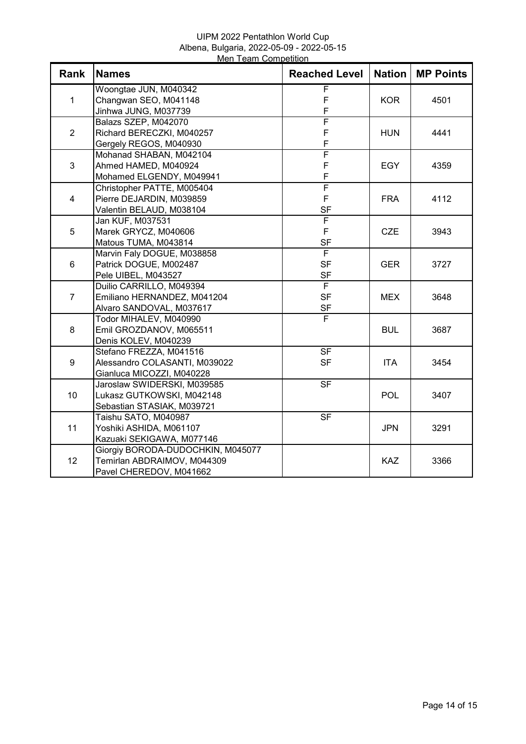UIPM 2022 Pentathlon World Cup
Albena, Bulgaria, 2022-05-09 - 2022-05-15
Men Team Competition

| Rank | Names | Reached Level | Nation | MP Points |
|---|---|---|---|---|
| 1 | Woongtae JUN, M040342<br>Changwan SEO, M041148<br>Jinhwa JUNG, M037739 | F<br>F<br>F | KOR | 4501 |
| 2 | Balazs SZEP, M042070<br>Richard BERECZKI, M040257<br>Gergely REGOS, M040930 | F<br>F<br>F | HUN | 4441 |
| 3 | Mohanad SHABAN, M042104<br>Ahmed HAMED, M040924<br>Mohamed ELGENDY, M049941 | F<br>F<br>F | EGY | 4359 |
| 4 | Christopher PATTE, M005404<br>Pierre DEJARDIN, M039859<br>Valentin BELAUD, M038104 | F<br>F<br>SF | FRA | 4112 |
| 5 | Jan KUF, M037531<br>Marek GRYCZ, M040606<br>Matous TUMA, M043814 | F<br>F<br>SF | CZE | 3943 |
| 6 | Marvin Faly DOGUE, M038858<br>Patrick DOGUE, M002487<br>Pele UIBEL, M043527 | F<br>SF<br>SF | GER | 3727 |
| 7 | Duilio CARRILLO, M049394<br>Emiliano HERNANDEZ, M041204<br>Alvaro SANDOVAL, M037617 | F<br>SF<br>SF | MEX | 3648 |
| 8 | Todor MIHALEV, M040990<br>Emil GROZDANOV, M065511<br>Denis KOLEV, M040239 | F | BUL | 3687 |
| 9 | Stefano FREZZA, M041516<br>Alessandro COLASANTI, M039022<br>Gianluca MICOZZI, M040228 | SF<br>SF | ITA | 3454 |
| 10 | Jaroslaw SWIDERSKI, M039585<br>Lukasz GUTKOWSKI, M042148<br>Sebastian STASIAK, M039721 | SF | POL | 3407 |
| 11 | Taishu SATO, M040987<br>Yoshiki ASHIDA, M061107<br>Kazuaki SEKIGAWA, M077146 | SF | JPN | 3291 |
| 12 | Giorgiy BORODA-DUDOCHKIN, M045077<br>Temirlan ABDRAIMOV, M044309<br>Pavel CHEREDOV, M041662 | | KAZ | 3366 |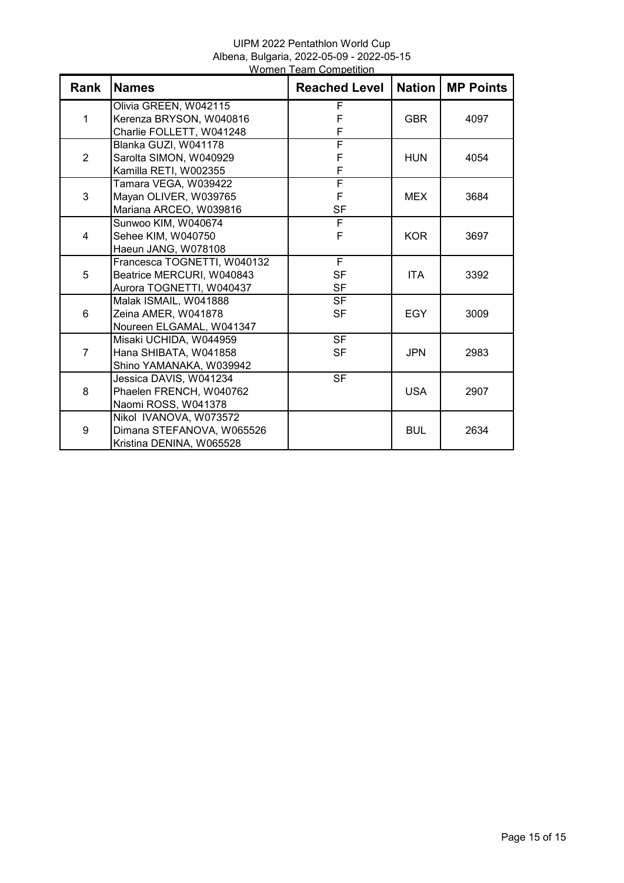UIPM 2022 Pentathlon World Cup
Albena, Bulgaria, 2022-05-09 - 2022-05-15
Women Team Competition

| Rank | Names | Reached Level | Nation | MP Points |
|---|---|---|---|---|
| 1 | Olivia GREEN, W042115<br>Kerenza BRYSON, W040816<br>Charlie FOLLETT, W041248 | F<br>F<br>F | GBR | 4097 |
| 2 | Blanka GUZI, W041178<br>Sarolta SIMON, W040929<br>Kamilla RETI, W002355 | F<br>F<br>F | HUN | 4054 |
| 3 | Tamara VEGA, W039422<br>Mayan OLIVER, W039765<br>Mariana ARCEO, W039816 | F<br>F<br>SF | MEX | 3684 |
| 4 | Sunwoo KIM, W040674<br>Sehee KIM, W040750<br>Haeun JANG, W078108 | F<br>F | KOR | 3697 |
| 5 | Francesca TOGNETTI, W040132<br>Beatrice MERCURI, W040843<br>Aurora TOGNETTI, W040437 | F<br>SF<br>SF | ITA | 3392 |
| 6 | Malak ISMAIL, W041888<br>Zeina AMER, W041878<br>Noureen ELGAMAL, W041347 | SF<br>SF | EGY | 3009 |
| 7 | Misaki UCHIDA, W044959<br>Hana SHIBATA, W041858<br>Shino YAMANAKA, W039942 | SF<br>SF | JPN | 2983 |
| 8 | Jessica DAVIS, W041234<br>Phaelen FRENCH, W040762<br>Naomi ROSS, W041378 | SF | USA | 2907 |
| 9 | Nikol IVANOVA, W073572<br>Dimana STEFANOVA, W065526<br>Kristina DENINA, W065528 | | BUL | 2634 |